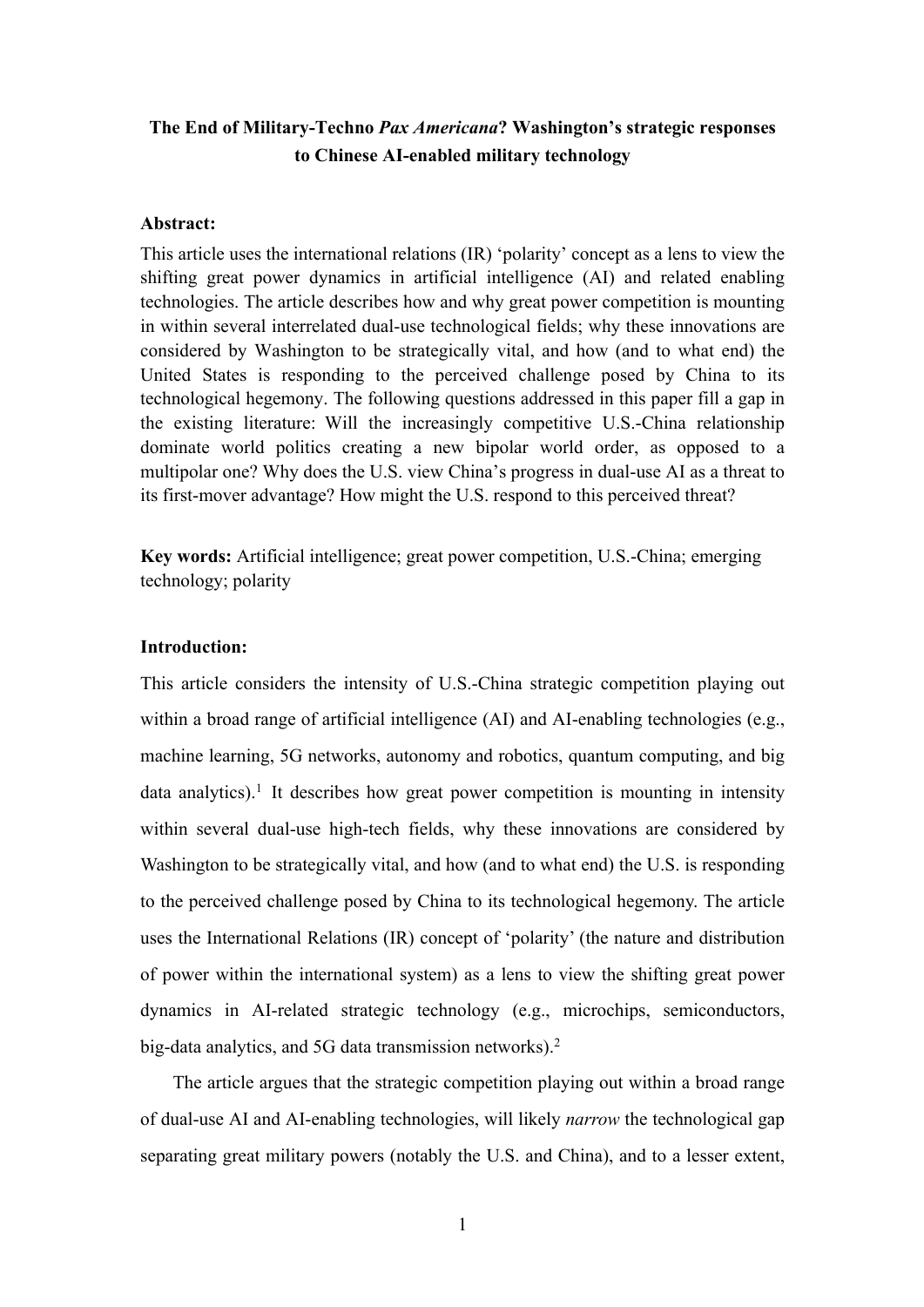# The End of Military-Techno *Pax Americana*? Washington's strategic responses to Chinese AI-enabled military technology

**Abstract:**

This article uses the international relations (IR) 'polarity' concept as a lens to view the shifting great power dynamics in artificial intelligence (AI) and related enabling technologies. The article describes how and why great power competition is mounting in within several interrelated dual-use technological fields; why these innovations are considered by Washington to be strategically vital, and how (and to what end) the United States is responding to the perceived challenge posed by China to its technological hegemony. The following questions addressed in this paper fill a gap in the existing literature: Will the increasingly competitive U.S.-China relationship dominate world politics creating a new bipolar world order, as opposed to a multipolar one? Why does the U.S. view China's progress in dual-use AI as a threat to its first-mover advantage? How might the U.S. respond to this perceived threat?

**Key words:** Artificial intelligence; great power competition, U.S.-China; emerging technology; polarity

**Introduction:**

This article considers the intensity of U.S.-China strategic competition playing out within a broad range of artificial intelligence (AI) and AI-enabling technologies (e.g., machine learning, 5G networks, autonomy and robotics, quantum computing, and big data analytics).[1] It describes how great power competition is mounting in intensity within several dual-use high-tech fields, why these innovations are considered by Washington to be strategically vital, and how (and to what end) the U.S. is responding to the perceived challenge posed by China to its technological hegemony. The article uses the International Relations (IR) concept of 'polarity' (the nature and distribution of power within the international system) as a lens to view the shifting great power dynamics in AI-related strategic technology (e.g., microchips, semiconductors, big-data analytics, and 5G data transmission networks).[2]

The article argues that the strategic competition playing out within a broad range of dual-use AI and AI-enabling technologies, will likely *narrow* the technological gap separating great military powers (notably the U.S. and China), and to a lesser extent,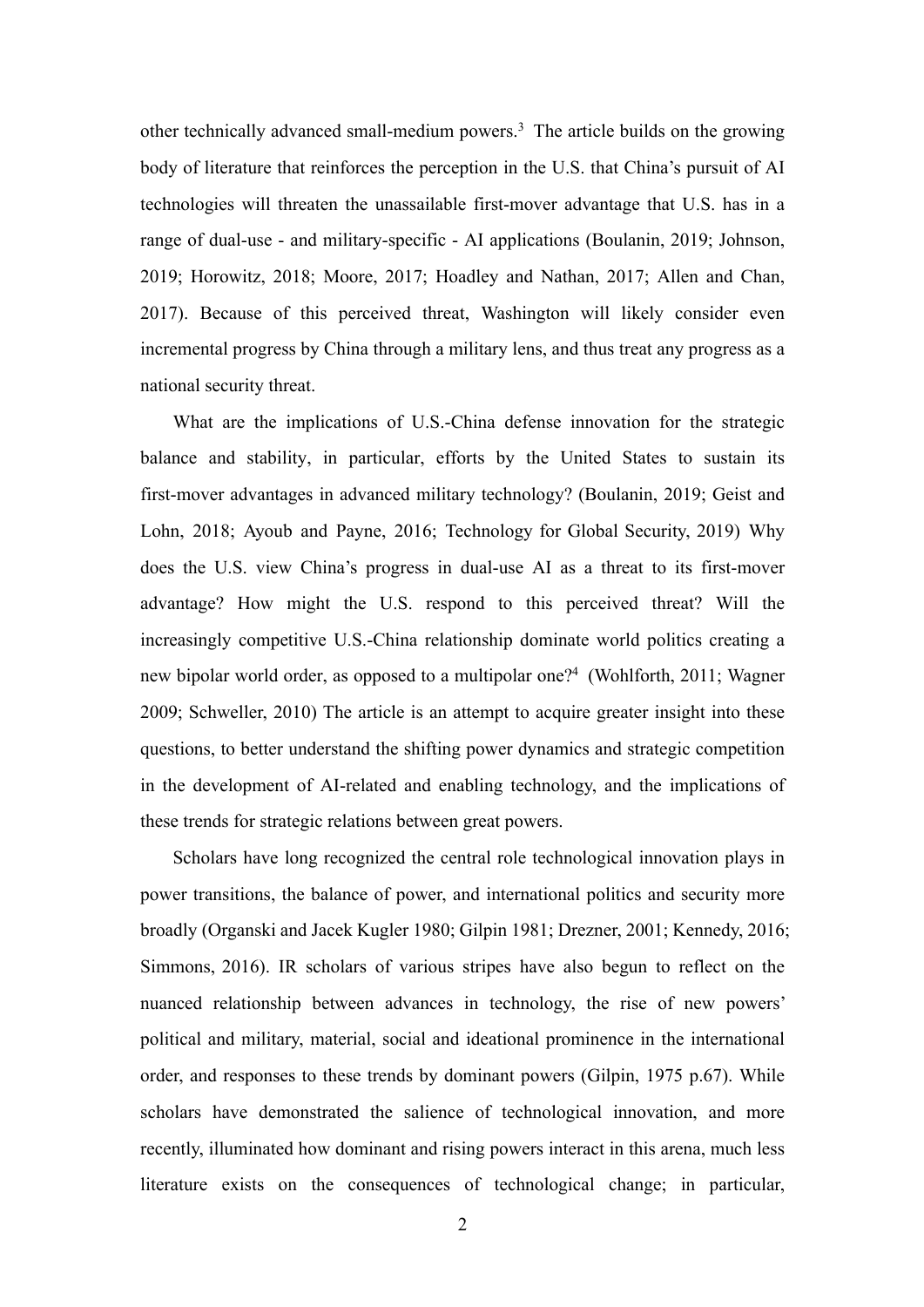other technically advanced small-medium powers.[3] The article builds on the growing body of literature that reinforces the perception in the U.S. that China's pursuit of AI technologies will threaten the unassailable first-mover advantage that U.S. has in a range of dual-use - and military-specific - AI applications (Boulanin, 2019; Johnson, 2019; Horowitz, 2018; Moore, 2017; Hoadley and Nathan, 2017; Allen and Chan, 2017). Because of this perceived threat, Washington will likely consider even incremental progress by China through a military lens, and thus treat any progress as a national security threat.

What are the implications of U.S.-China defense innovation for the strategic balance and stability, in particular, efforts by the United States to sustain its first-mover advantages in advanced military technology? (Boulanin, 2019; Geist and Lohn, 2018; Ayoub and Payne, 2016; Technology for Global Security, 2019) Why does the U.S. view China's progress in dual-use AI as a threat to its first-mover advantage? How might the U.S. respond to this perceived threat? Will the increasingly competitive U.S.-China relationship dominate world politics creating a new bipolar world order, as opposed to a multipolar one?[4] (Wohlforth, 2011; Wagner 2009; Schweller, 2010) The article is an attempt to acquire greater insight into these questions, to better understand the shifting power dynamics and strategic competition in the development of AI-related and enabling technology, and the implications of these trends for strategic relations between great powers.

Scholars have long recognized the central role technological innovation plays in power transitions, the balance of power, and international politics and security more broadly (Organski and Jacek Kugler 1980; Gilpin 1981; Drezner, 2001; Kennedy, 2016; Simmons, 2016). IR scholars of various stripes have also begun to reflect on the nuanced relationship between advances in technology, the rise of new powers' political and military, material, social and ideational prominence in the international order, and responses to these trends by dominant powers (Gilpin, 1975 p.67). While scholars have demonstrated the salience of technological innovation, and more recently, illuminated how dominant and rising powers interact in this arena, much less literature exists on the consequences of technological change; in particular,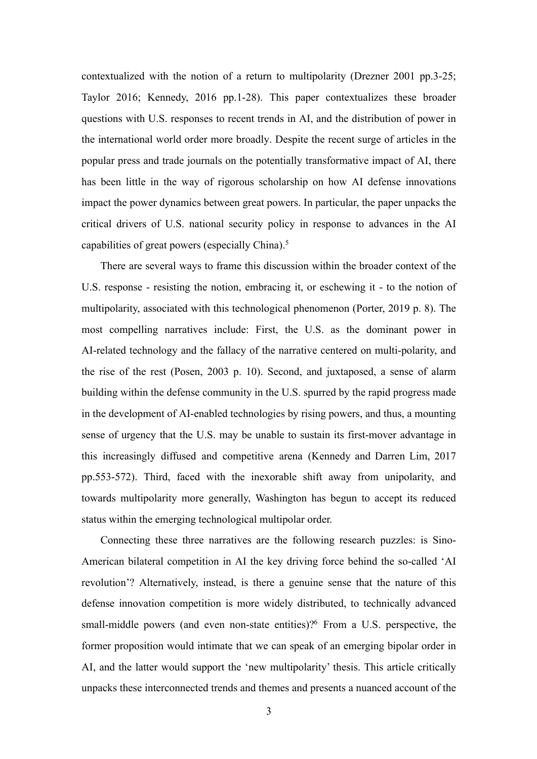contextualized with the notion of a return to multipolarity (Drezner 2001 pp.3-25; Taylor 2016; Kennedy, 2016 pp.1-28). This paper contextualizes these broader questions with U.S. responses to recent trends in AI, and the distribution of power in the international world order more broadly. Despite the recent surge of articles in the popular press and trade journals on the potentially transformative impact of AI, there has been little in the way of rigorous scholarship on how AI defense innovations impact the power dynamics between great powers. In particular, the paper unpacks the critical drivers of U.S. national security policy in response to advances in the AI capabilities of great powers (especially China).[5]

There are several ways to frame this discussion within the broader context of the U.S. response - resisting the notion, embracing it, or eschewing it - to the notion of multipolarity, associated with this technological phenomenon (Porter, 2019 p. 8). The most compelling narratives include: First, the U.S. as the dominant power in AI-related technology and the fallacy of the narrative centered on multi-polarity, and the rise of the rest (Posen, 2003 p. 10). Second, and juxtaposed, a sense of alarm building within the defense community in the U.S. spurred by the rapid progress made in the development of AI-enabled technologies by rising powers, and thus, a mounting sense of urgency that the U.S. may be unable to sustain its first-mover advantage in this increasingly diffused and competitive arena (Kennedy and Darren Lim, 2017 pp.553-572). Third, faced with the inexorable shift away from unipolarity, and towards multipolarity more generally, Washington has begun to accept its reduced status within the emerging technological multipolar order.

Connecting these three narratives are the following research puzzles: is Sino-American bilateral competition in AI the key driving force behind the so-called 'AI revolution'? Alternatively, instead, is there a genuine sense that the nature of this defense innovation competition is more widely distributed, to technically advanced small-middle powers (and even non-state entities)?[6] From a U.S. perspective, the former proposition would intimate that we can speak of an emerging bipolar order in AI, and the latter would support the 'new multipolarity' thesis. This article critically unpacks these interconnected trends and themes and presents a nuanced account of the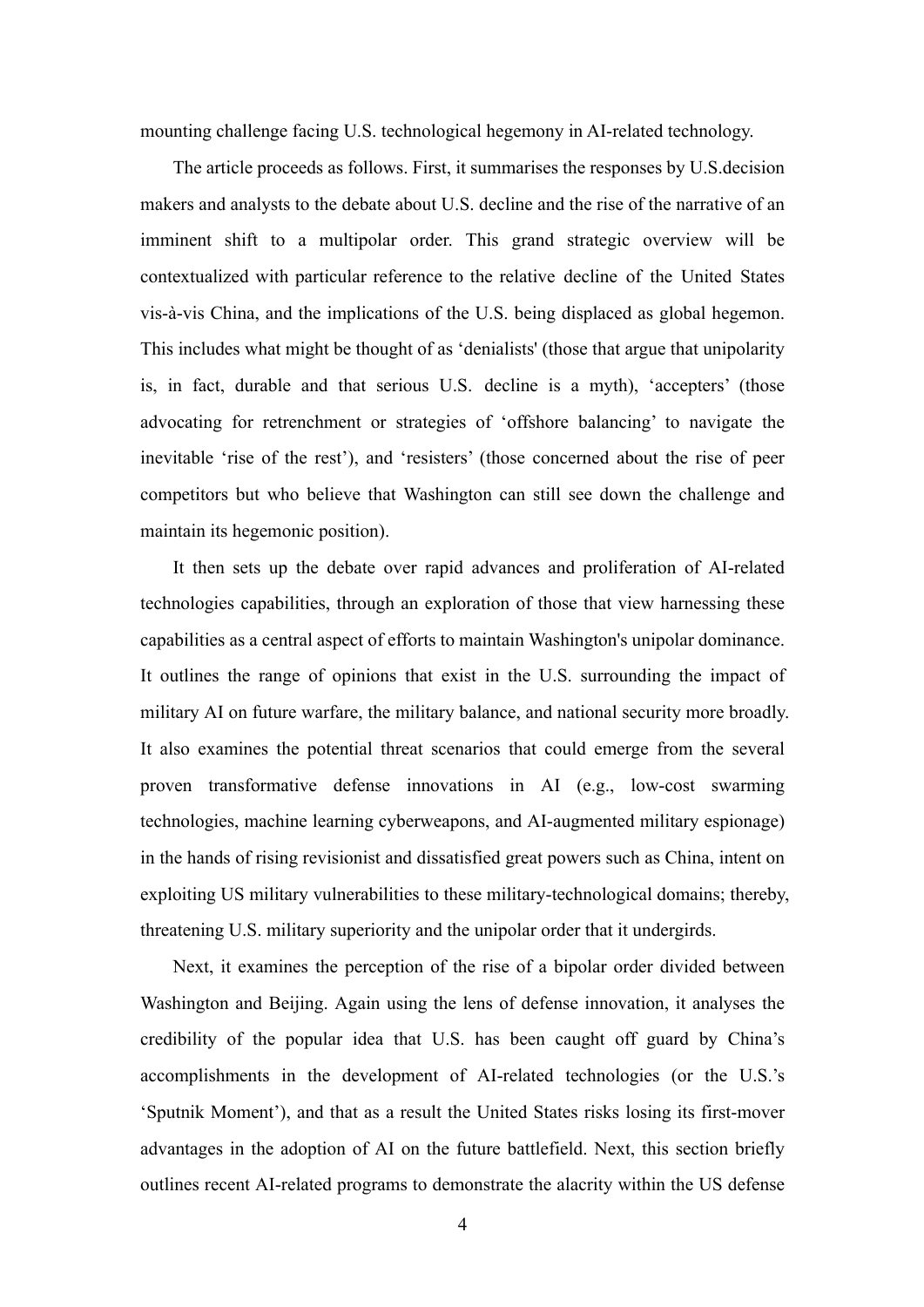mounting challenge facing U.S. technological hegemony in AI-related technology.

The article proceeds as follows. First, it summarises the responses by U.S.decision makers and analysts to the debate about U.S. decline and the rise of the narrative of an imminent shift to a multipolar order. This grand strategic overview will be contextualized with particular reference to the relative decline of the United States vis-à-vis China, and the implications of the U.S. being displaced as global hegemon. This includes what might be thought of as 'denialists' (those that argue that unipolarity is, in fact, durable and that serious U.S. decline is a myth), 'accepters' (those advocating for retrenchment or strategies of 'offshore balancing' to navigate the inevitable 'rise of the rest'), and 'resisters' (those concerned about the rise of peer competitors but who believe that Washington can still see down the challenge and maintain its hegemonic position).

It then sets up the debate over rapid advances and proliferation of AI-related technologies capabilities, through an exploration of those that view harnessing these capabilities as a central aspect of efforts to maintain Washington's unipolar dominance. It outlines the range of opinions that exist in the U.S. surrounding the impact of military AI on future warfare, the military balance, and national security more broadly. It also examines the potential threat scenarios that could emerge from the several proven transformative defense innovations in AI (e.g., low-cost swarming technologies, machine learning cyberweapons, and AI-augmented military espionage) in the hands of rising revisionist and dissatisfied great powers such as China, intent on exploiting US military vulnerabilities to these military-technological domains; thereby, threatening U.S. military superiority and the unipolar order that it undergirds.

Next, it examines the perception of the rise of a bipolar order divided between Washington and Beijing. Again using the lens of defense innovation, it analyses the credibility of the popular idea that U.S. has been caught off guard by China's accomplishments in the development of AI-related technologies (or the U.S.'s 'Sputnik Moment'), and that as a result the United States risks losing its first-mover advantages in the adoption of AI on the future battlefield. Next, this section briefly outlines recent AI-related programs to demonstrate the alacrity within the US defense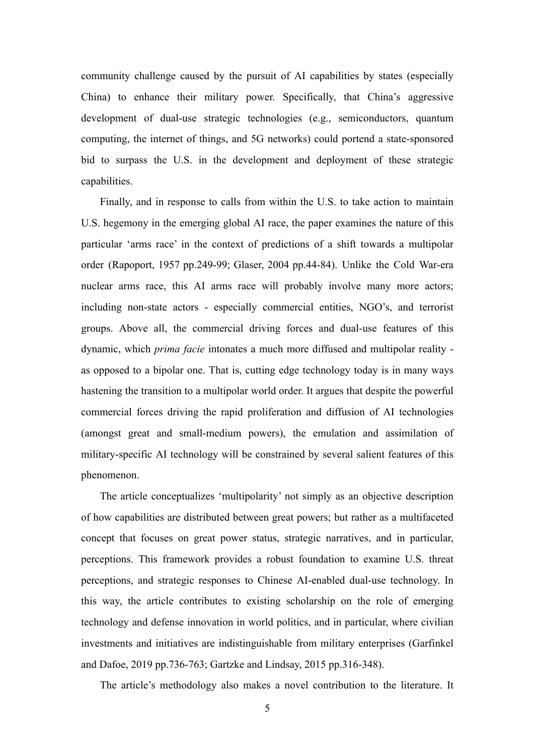community challenge caused by the pursuit of AI capabilities by states (especially China) to enhance their military power. Specifically, that China's aggressive development of dual-use strategic technologies (e.g., semiconductors, quantum computing, the internet of things, and 5G networks) could portend a state-sponsored bid to surpass the U.S. in the development and deployment of these strategic capabilities.

Finally, and in response to calls from within the U.S. to take action to maintain U.S. hegemony in the emerging global AI race, the paper examines the nature of this particular 'arms race' in the context of predictions of a shift towards a multipolar order (Rapoport, 1957 pp.249-99; Glaser, 2004 pp.44-84). Unlike the Cold War-era nuclear arms race, this AI arms race will probably involve many more actors; including non-state actors - especially commercial entities, NGO's, and terrorist groups. Above all, the commercial driving forces and dual-use features of this dynamic, which *prima facie* intonates a much more diffused and multipolar reality - as opposed to a bipolar one. That is, cutting edge technology today is in many ways hastening the transition to a multipolar world order. It argues that despite the powerful commercial forces driving the rapid proliferation and diffusion of AI technologies (amongst great and small-medium powers), the emulation and assimilation of military-specific AI technology will be constrained by several salient features of this phenomenon.

The article conceptualizes 'multipolarity' not simply as an objective description of how capabilities are distributed between great powers; but rather as a multifaceted concept that focuses on great power status, strategic narratives, and in particular, perceptions. This framework provides a robust foundation to examine U.S. threat perceptions, and strategic responses to Chinese AI-enabled dual-use technology. In this way, the article contributes to existing scholarship on the role of emerging technology and defense innovation in world politics, and in particular, where civilian investments and initiatives are indistinguishable from military enterprises (Garfinkel and Dafoe, 2019 pp.736-763; Gartzke and Lindsay, 2015 pp.316-348).

The article's methodology also makes a novel contribution to the literature. It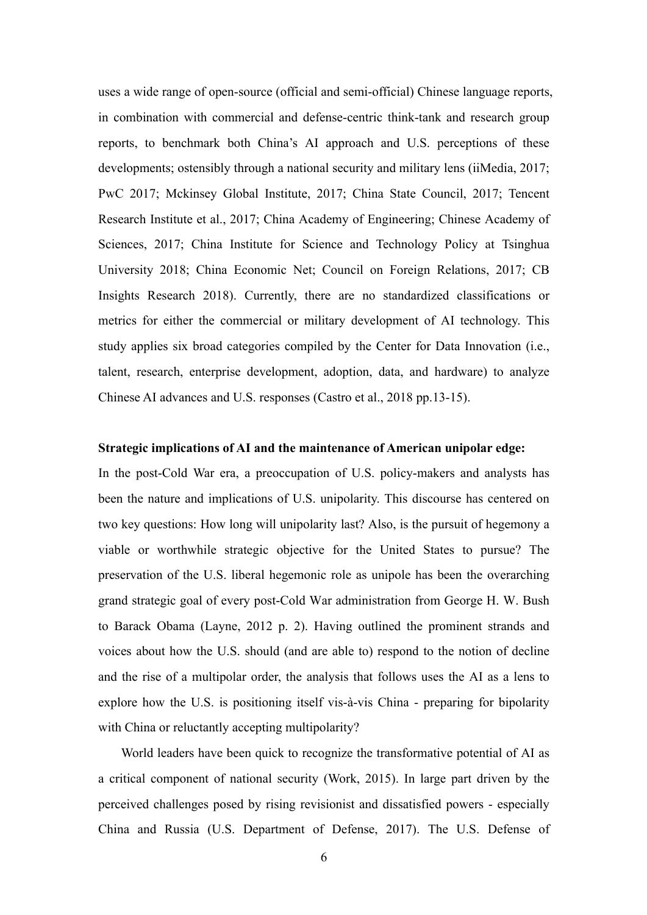uses a wide range of open-source (official and semi-official) Chinese language reports, in combination with commercial and defense-centric think-tank and research group reports, to benchmark both China's AI approach and U.S. perceptions of these developments; ostensibly through a national security and military lens (iiMedia, 2017; PwC 2017; Mckinsey Global Institute, 2017; China State Council, 2017; Tencent Research Institute et al., 2017; China Academy of Engineering; Chinese Academy of Sciences, 2017; China Institute for Science and Technology Policy at Tsinghua University 2018; China Economic Net; Council on Foreign Relations, 2017; CB Insights Research 2018). Currently, there are no standardized classifications or metrics for either the commercial or military development of AI technology. This study applies six broad categories compiled by the Center for Data Innovation (i.e., talent, research, enterprise development, adoption, data, and hardware) to analyze Chinese AI advances and U.S. responses (Castro et al., 2018 pp.13-15).

**Strategic implications of AI and the maintenance of American unipolar edge:**

In the post-Cold War era, a preoccupation of U.S. policy-makers and analysts has been the nature and implications of U.S. unipolarity. This discourse has centered on two key questions: How long will unipolarity last? Also, is the pursuit of hegemony a viable or worthwhile strategic objective for the United States to pursue? The preservation of the U.S. liberal hegemonic role as unipole has been the overarching grand strategic goal of every post-Cold War administration from George H. W. Bush to Barack Obama (Layne, 2012 p. 2). Having outlined the prominent strands and voices about how the U.S. should (and are able to) respond to the notion of decline and the rise of a multipolar order, the analysis that follows uses the AI as a lens to explore how the U.S. is positioning itself vis-à-vis China - preparing for bipolarity with China or reluctantly accepting multipolarity?

World leaders have been quick to recognize the transformative potential of AI as a critical component of national security (Work, 2015). In large part driven by the perceived challenges posed by rising revisionist and dissatisfied powers - especially China and Russia (U.S. Department of Defense, 2017). The U.S. Defense of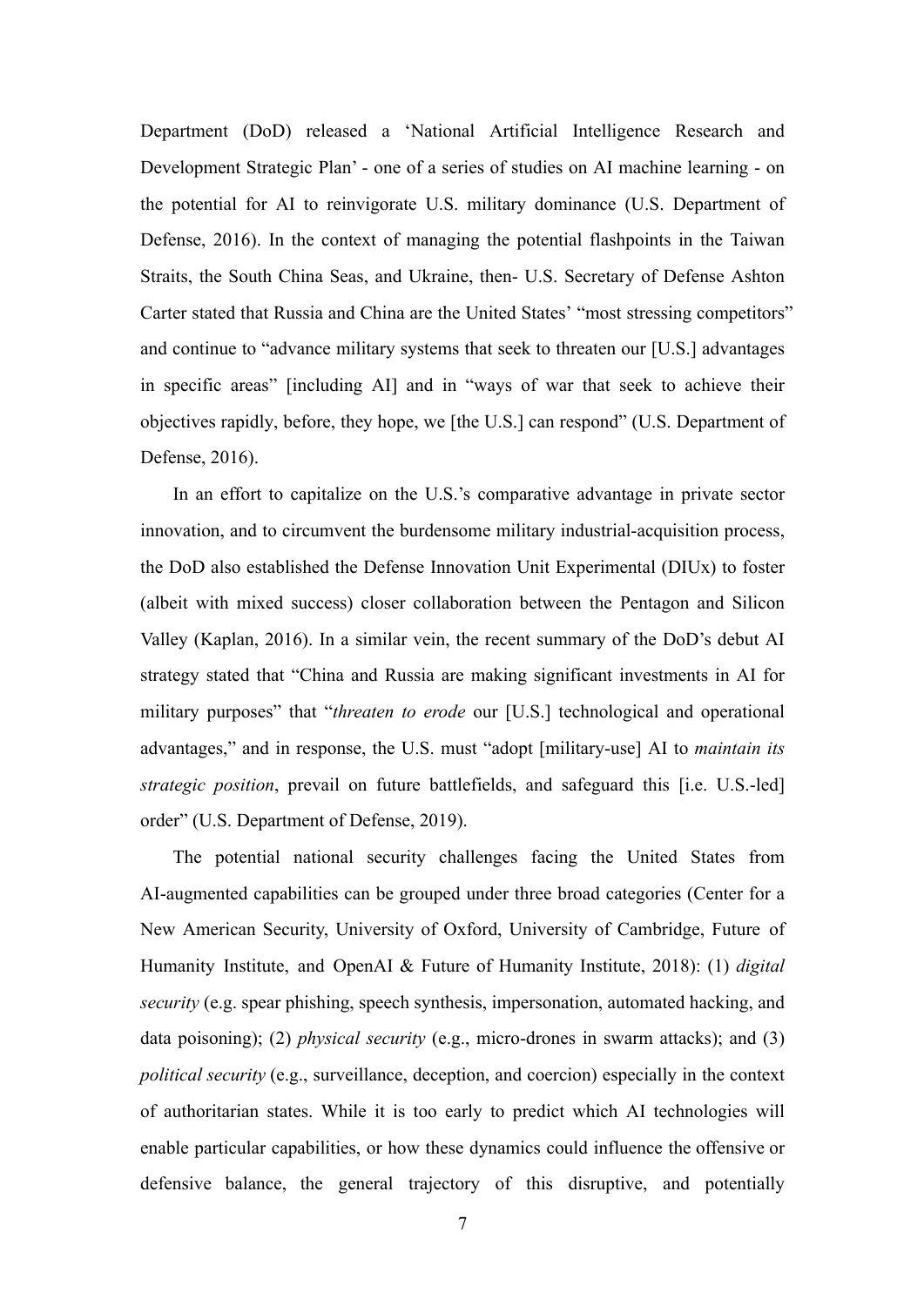Department (DoD) released a 'National Artificial Intelligence Research and Development Strategic Plan' - one of a series of studies on AI machine learning - on the potential for AI to reinvigorate U.S. military dominance (U.S. Department of Defense, 2016). In the context of managing the potential flashpoints in the Taiwan Straits, the South China Seas, and Ukraine, then- U.S. Secretary of Defense Ashton Carter stated that Russia and China are the United States' "most stressing competitors" and continue to "advance military systems that seek to threaten our [U.S.] advantages in specific areas" [including AI] and in "ways of war that seek to achieve their objectives rapidly, before, they hope, we [the U.S.] can respond" (U.S. Department of Defense, 2016).

In an effort to capitalize on the U.S.'s comparative advantage in private sector innovation, and to circumvent the burdensome military industrial-acquisition process, the DoD also established the Defense Innovation Unit Experimental (DIUx) to foster (albeit with mixed success) closer collaboration between the Pentagon and Silicon Valley (Kaplan, 2016). In a similar vein, the recent summary of the DoD's debut AI strategy stated that "China and Russia are making significant investments in AI for military purposes" that "*threaten to erode* our [U.S.] technological and operational advantages," and in response, the U.S. must "adopt [military-use] AI to *maintain its strategic position*, prevail on future battlefields, and safeguard this [i.e. U.S.-led] order" (U.S. Department of Defense, 2019).

The potential national security challenges facing the United States from AI-augmented capabilities can be grouped under three broad categories (Center for a New American Security, University of Oxford, University of Cambridge, Future of Humanity Institute, and OpenAI & Future of Humanity Institute, 2018): (1) *digital security* (e.g. spear phishing, speech synthesis, impersonation, automated hacking, and data poisoning); (2) *physical security* (e.g., micro-drones in swarm attacks); and (3) *political security* (e.g., surveillance, deception, and coercion) especially in the context of authoritarian states. While it is too early to predict which AI technologies will enable particular capabilities, or how these dynamics could influence the offensive or defensive balance, the general trajectory of this disruptive, and potentially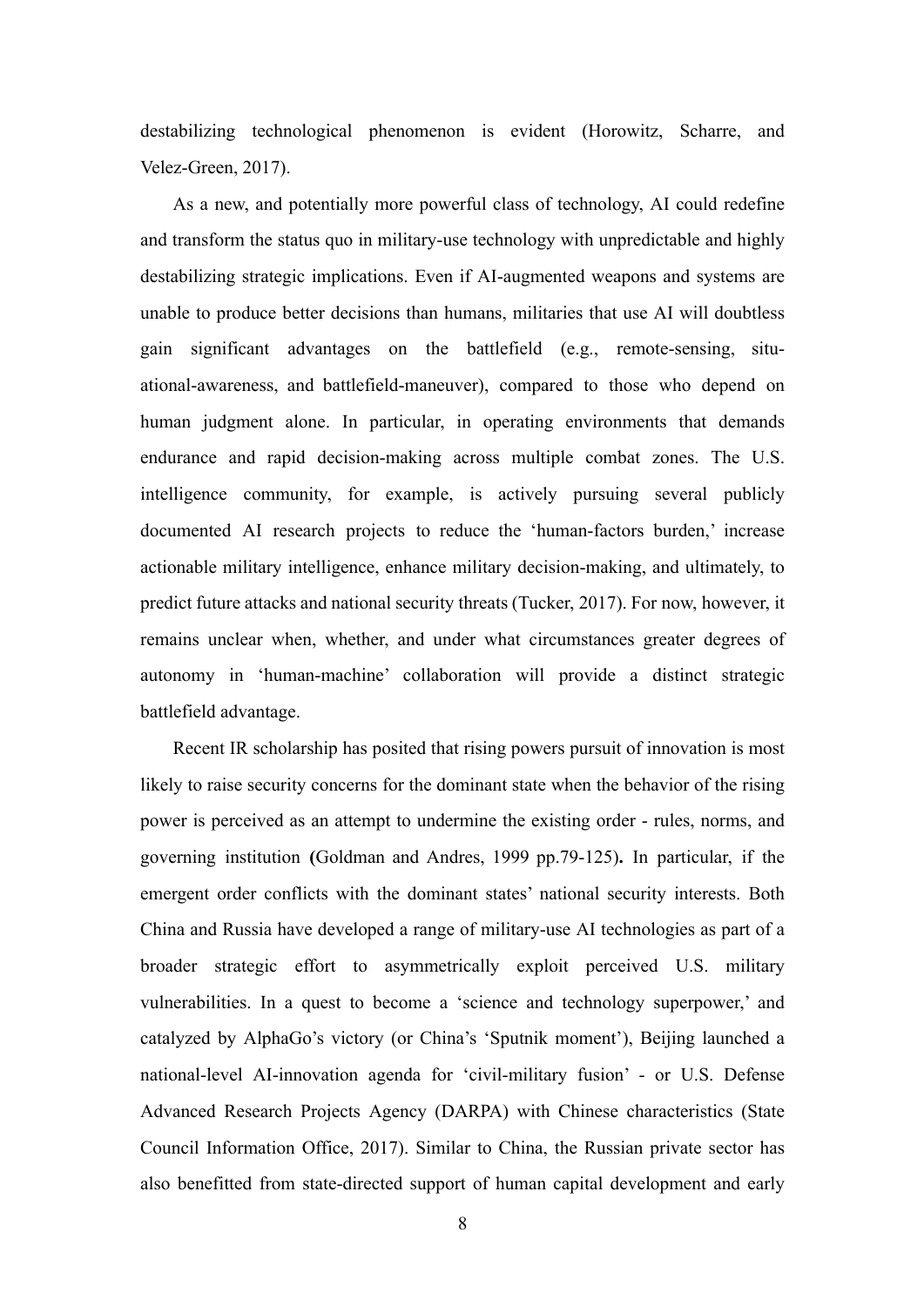destabilizing technological phenomenon is evident (Horowitz, Scharre, and Velez-Green, 2017).

As a new, and potentially more powerful class of technology, AI could redefine and transform the status quo in military-use technology with unpredictable and highly destabilizing strategic implications. Even if AI-augmented weapons and systems are unable to produce better decisions than humans, militaries that use AI will doubtless gain significant advantages on the battlefield (e.g., remote-sensing, situational-awareness, and battlefield-maneuver), compared to those who depend on human judgment alone. In particular, in operating environments that demands endurance and rapid decision-making across multiple combat zones. The U.S. intelligence community, for example, is actively pursuing several publicly documented AI research projects to reduce the 'human-factors burden,' increase actionable military intelligence, enhance military decision-making, and ultimately, to predict future attacks and national security threats (Tucker, 2017). For now, however, it remains unclear when, whether, and under what circumstances greater degrees of autonomy in 'human-machine' collaboration will provide a distinct strategic battlefield advantage.

Recent IR scholarship has posited that rising powers pursuit of innovation is most likely to raise security concerns for the dominant state when the behavior of the rising power is perceived as an attempt to undermine the existing order - rules, norms, and governing institution **(**Goldman and Andres, 1999 pp.79-125)**.** In particular, if the emergent order conflicts with the dominant states' national security interests. Both China and Russia have developed a range of military-use AI technologies as part of a broader strategic effort to asymmetrically exploit perceived U.S. military vulnerabilities. In a quest to become a 'science and technology superpower,' and catalyzed by AlphaGo's victory (or China's 'Sputnik moment'), Beijing launched a national-level AI-innovation agenda for 'civil-military fusion' - or U.S. Defense Advanced Research Projects Agency (DARPA) with Chinese characteristics (State Council Information Office, 2017). Similar to China, the Russian private sector has also benefitted from state-directed support of human capital development and early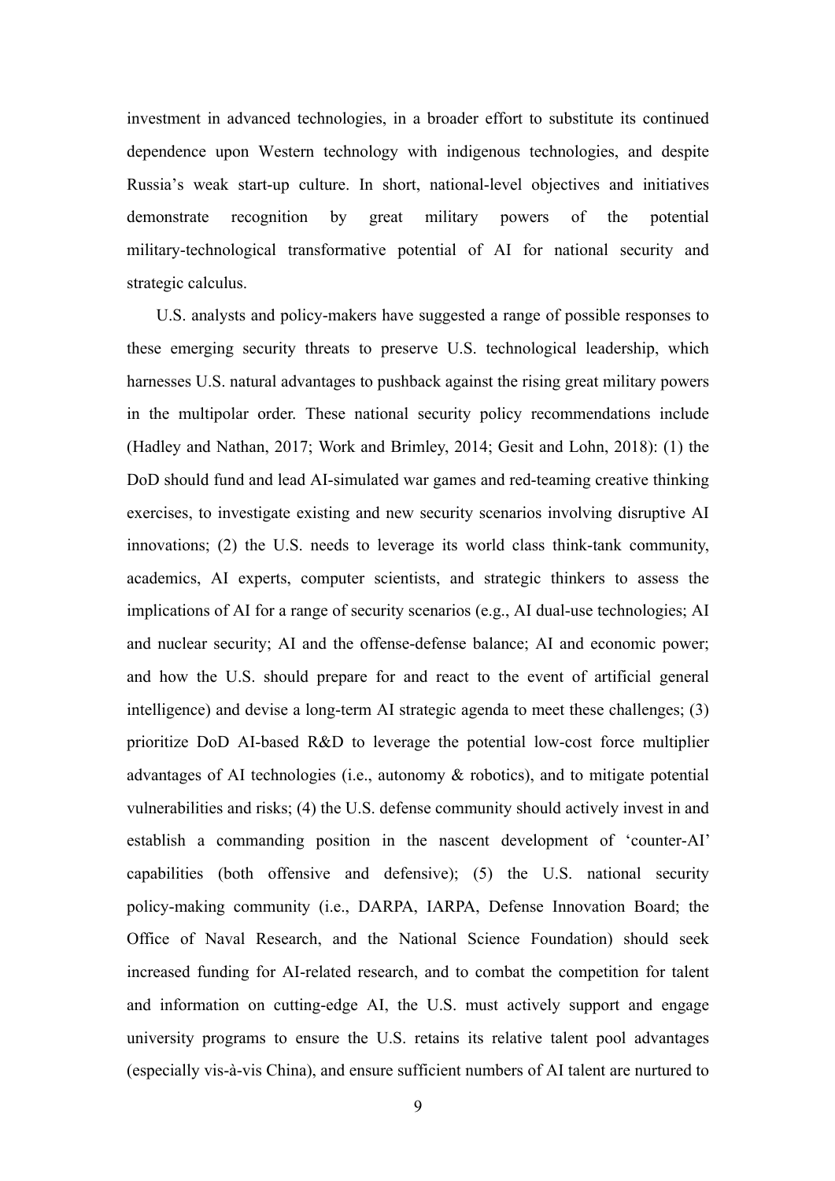investment in advanced technologies, in a broader effort to substitute its continued dependence upon Western technology with indigenous technologies, and despite Russia's weak start-up culture. In short, national-level objectives and initiatives demonstrate recognition by great military powers of the potential military-technological transformative potential of AI for national security and strategic calculus.

U.S. analysts and policy-makers have suggested a range of possible responses to these emerging security threats to preserve U.S. technological leadership, which harnesses U.S. natural advantages to pushback against the rising great military powers in the multipolar order. These national security policy recommendations include (Hadley and Nathan, 2017; Work and Brimley, 2014; Gesit and Lohn, 2018): (1) the DoD should fund and lead AI-simulated war games and red-teaming creative thinking exercises, to investigate existing and new security scenarios involving disruptive AI innovations; (2) the U.S. needs to leverage its world class think-tank community, academics, AI experts, computer scientists, and strategic thinkers to assess the implications of AI for a range of security scenarios (e.g., AI dual-use technologies; AI and nuclear security; AI and the offense-defense balance; AI and economic power; and how the U.S. should prepare for and react to the event of artificial general intelligence) and devise a long-term AI strategic agenda to meet these challenges; (3) prioritize DoD AI-based R&D to leverage the potential low-cost force multiplier advantages of AI technologies (i.e., autonomy & robotics), and to mitigate potential vulnerabilities and risks; (4) the U.S. defense community should actively invest in and establish a commanding position in the nascent development of 'counter-AI' capabilities (both offensive and defensive); (5) the U.S. national security policy-making community (i.e., DARPA, IARPA, Defense Innovation Board; the Office of Naval Research, and the National Science Foundation) should seek increased funding for AI-related research, and to combat the competition for talent and information on cutting-edge AI, the U.S. must actively support and engage university programs to ensure the U.S. retains its relative talent pool advantages (especially vis-à-vis China), and ensure sufficient numbers of AI talent are nurtured to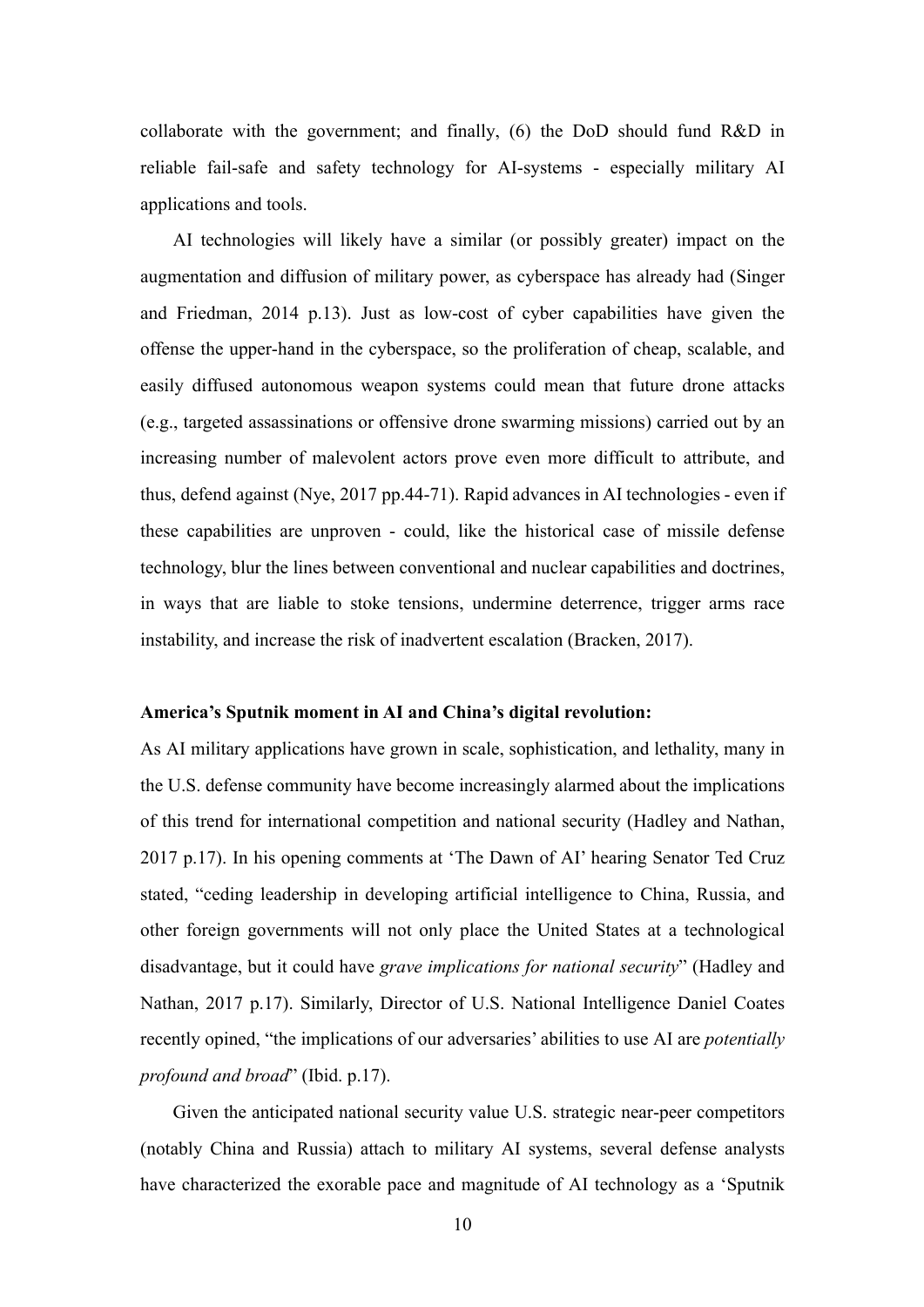collaborate with the government; and finally, (6) the DoD should fund R&D in reliable fail-safe and safety technology for AI-systems - especially military AI applications and tools.

AI technologies will likely have a similar (or possibly greater) impact on the augmentation and diffusion of military power, as cyberspace has already had (Singer and Friedman, 2014 p.13). Just as low-cost of cyber capabilities have given the offense the upper-hand in the cyberspace, so the proliferation of cheap, scalable, and easily diffused autonomous weapon systems could mean that future drone attacks (e.g., targeted assassinations or offensive drone swarming missions) carried out by an increasing number of malevolent actors prove even more difficult to attribute, and thus, defend against (Nye, 2017 pp.44-71). Rapid advances in AI technologies - even if these capabilities are unproven - could, like the historical case of missile defense technology, blur the lines between conventional and nuclear capabilities and doctrines, in ways that are liable to stoke tensions, undermine deterrence, trigger arms race instability, and increase the risk of inadvertent escalation (Bracken, 2017).

**America's Sputnik moment in AI and China's digital revolution:**

As AI military applications have grown in scale, sophistication, and lethality, many in the U.S. defense community have become increasingly alarmed about the implications of this trend for international competition and national security (Hadley and Nathan, 2017 p.17). In his opening comments at 'The Dawn of AI' hearing Senator Ted Cruz stated, "ceding leadership in developing artificial intelligence to China, Russia, and other foreign governments will not only place the United States at a technological disadvantage, but it could have *grave implications for national security*" (Hadley and Nathan, 2017 p.17). Similarly, Director of U.S. National Intelligence Daniel Coates recently opined, "the implications of our adversaries' abilities to use AI are *potentially profound and broad*" (Ibid. p.17).

Given the anticipated national security value U.S. strategic near-peer competitors (notably China and Russia) attach to military AI systems, several defense analysts have characterized the exorable pace and magnitude of AI technology as a 'Sputnik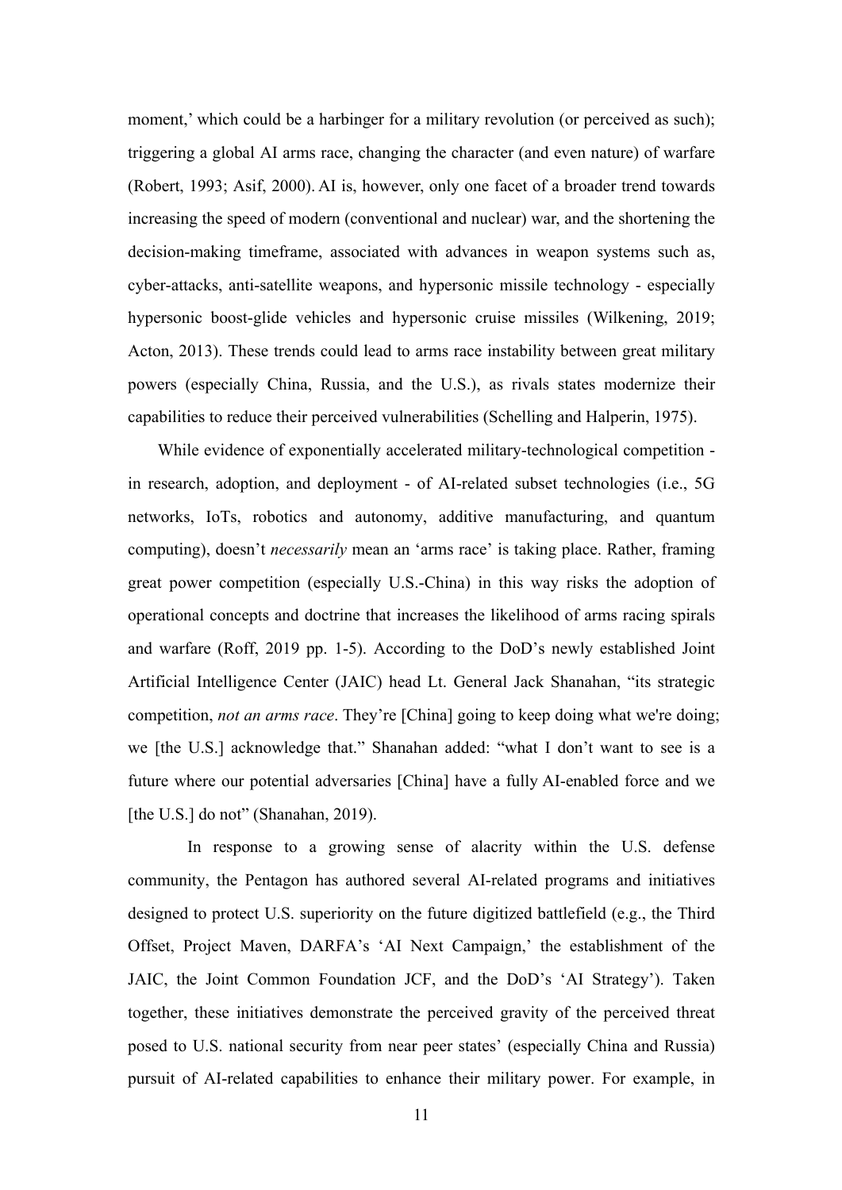moment,' which could be a harbinger for a military revolution (or perceived as such); triggering a global AI arms race, changing the character (and even nature) of warfare (Robert, 1993; Asif, 2000). AI is, however, only one facet of a broader trend towards increasing the speed of modern (conventional and nuclear) war, and the shortening the decision-making timeframe, associated with advances in weapon systems such as, cyber-attacks, anti-satellite weapons, and hypersonic missile technology - especially hypersonic boost-glide vehicles and hypersonic cruise missiles (Wilkening, 2019; Acton, 2013). These trends could lead to arms race instability between great military powers (especially China, Russia, and the U.S.), as rivals states modernize their capabilities to reduce their perceived vulnerabilities (Schelling and Halperin, 1975).

While evidence of exponentially accelerated military-technological competition - in research, adoption, and deployment - of AI-related subset technologies (i.e., 5G networks, IoTs, robotics and autonomy, additive manufacturing, and quantum computing), doesn't *necessarily* mean an 'arms race' is taking place. Rather, framing great power competition (especially U.S.-China) in this way risks the adoption of operational concepts and doctrine that increases the likelihood of arms racing spirals and warfare (Roff, 2019 pp. 1-5). According to the DoD's newly established Joint Artificial Intelligence Center (JAIC) head Lt. General Jack Shanahan, "its strategic competition, *not an arms race*. They're [China] going to keep doing what we're doing; we [the U.S.] acknowledge that." Shanahan added: "what I don't want to see is a future where our potential adversaries [China] have a fully AI-enabled force and we [the U.S.] do not" (Shanahan, 2019).

In response to a growing sense of alacrity within the U.S. defense community, the Pentagon has authored several AI-related programs and initiatives designed to protect U.S. superiority on the future digitized battlefield (e.g., the Third Offset, Project Maven, DARFA's 'AI Next Campaign,' the establishment of the JAIC, the Joint Common Foundation JCF, and the DoD's 'AI Strategy'). Taken together, these initiatives demonstrate the perceived gravity of the perceived threat posed to U.S. national security from near peer states' (especially China and Russia) pursuit of AI-related capabilities to enhance their military power. For example, in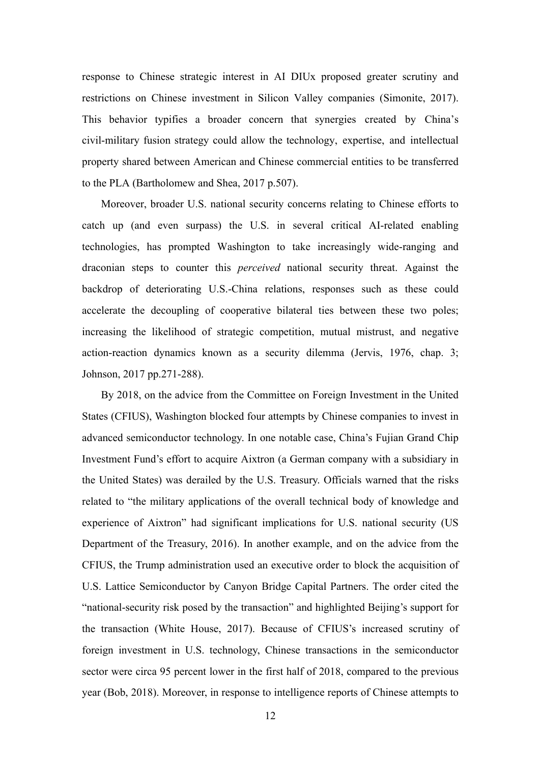response to Chinese strategic interest in AI DIUx proposed greater scrutiny and restrictions on Chinese investment in Silicon Valley companies (Simonite, 2017). This behavior typifies a broader concern that synergies created by China's civil-military fusion strategy could allow the technology, expertise, and intellectual property shared between American and Chinese commercial entities to be transferred to the PLA (Bartholomew and Shea, 2017 p.507).

Moreover, broader U.S. national security concerns relating to Chinese efforts to catch up (and even surpass) the U.S. in several critical AI-related enabling technologies, has prompted Washington to take increasingly wide-ranging and draconian steps to counter this *perceived* national security threat. Against the backdrop of deteriorating U.S.-China relations, responses such as these could accelerate the decoupling of cooperative bilateral ties between these two poles; increasing the likelihood of strategic competition, mutual mistrust, and negative action-reaction dynamics known as a security dilemma (Jervis, 1976, chap. 3; Johnson, 2017 pp.271-288).

By 2018, on the advice from the Committee on Foreign Investment in the United States (CFIUS), Washington blocked four attempts by Chinese companies to invest in advanced semiconductor technology. In one notable case, China's Fujian Grand Chip Investment Fund's effort to acquire Aixtron (a German company with a subsidiary in the United States) was derailed by the U.S. Treasury. Officials warned that the risks related to "the military applications of the overall technical body of knowledge and experience of Aixtron" had significant implications for U.S. national security (US Department of the Treasury, 2016). In another example, and on the advice from the CFIUS, the Trump administration used an executive order to block the acquisition of U.S. Lattice Semiconductor by Canyon Bridge Capital Partners. The order cited the "national-security risk posed by the transaction" and highlighted Beijing's support for the transaction (White House, 2017). Because of CFIUS's increased scrutiny of foreign investment in U.S. technology, Chinese transactions in the semiconductor sector were circa 95 percent lower in the first half of 2018, compared to the previous year (Bob, 2018). Moreover, in response to intelligence reports of Chinese attempts to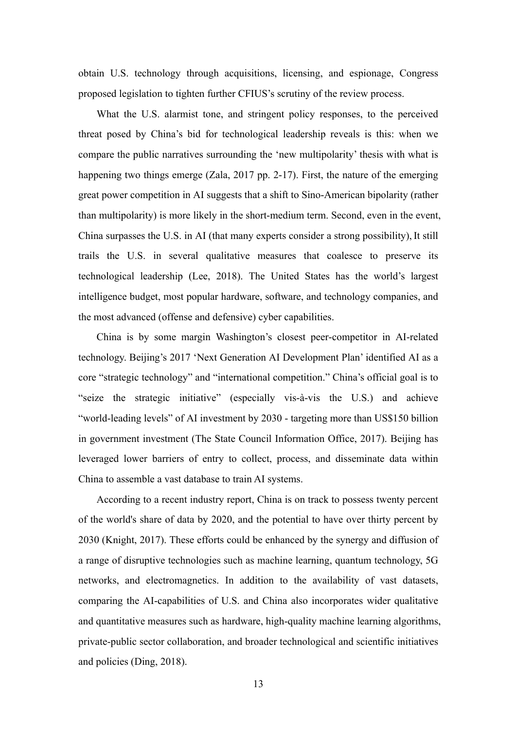obtain U.S. technology through acquisitions, licensing, and espionage, Congress proposed legislation to tighten further CFIUS's scrutiny of the review process.

What the U.S. alarmist tone, and stringent policy responses, to the perceived threat posed by China's bid for technological leadership reveals is this: when we compare the public narratives surrounding the 'new multipolarity' thesis with what is happening two things emerge (Zala, 2017 pp. 2-17). First, the nature of the emerging great power competition in AI suggests that a shift to Sino-American bipolarity (rather than multipolarity) is more likely in the short-medium term. Second, even in the event, China surpasses the U.S. in AI (that many experts consider a strong possibility), It still trails the U.S. in several qualitative measures that coalesce to preserve its technological leadership (Lee, 2018). The United States has the world's largest intelligence budget, most popular hardware, software, and technology companies, and the most advanced (offense and defensive) cyber capabilities.

China is by some margin Washington's closest peer-competitor in AI-related technology. Beijing's 2017 'Next Generation AI Development Plan' identified AI as a core "strategic technology" and "international competition." China's official goal is to "seize the strategic initiative" (especially vis-à-vis the U.S.) and achieve "world-leading levels" of AI investment by 2030 - targeting more than US$150 billion in government investment (The State Council Information Office, 2017). Beijing has leveraged lower barriers of entry to collect, process, and disseminate data within China to assemble a vast database to train AI systems.

According to a recent industry report, China is on track to possess twenty percent of the world's share of data by 2020, and the potential to have over thirty percent by 2030 (Knight, 2017). These efforts could be enhanced by the synergy and diffusion of a range of disruptive technologies such as machine learning, quantum technology, 5G networks, and electromagnetics. In addition to the availability of vast datasets, comparing the AI-capabilities of U.S. and China also incorporates wider qualitative and quantitative measures such as hardware, high-quality machine learning algorithms, private-public sector collaboration, and broader technological and scientific initiatives and policies (Ding, 2018).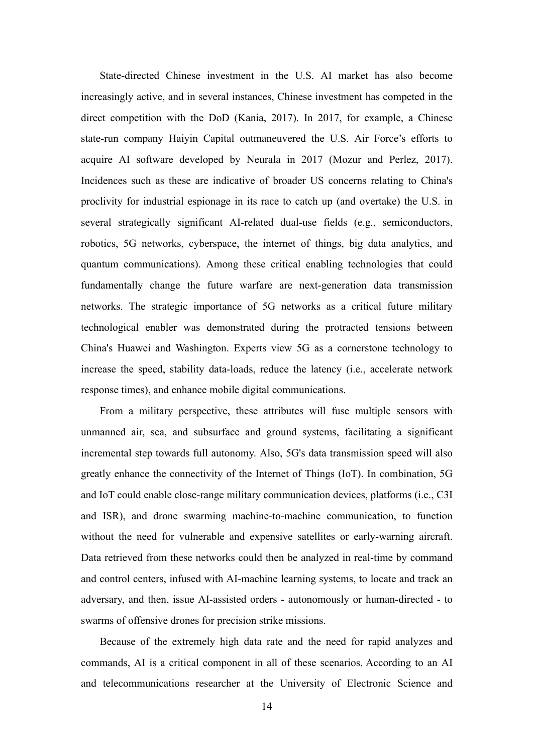State-directed Chinese investment in the U.S. AI market has also become increasingly active, and in several instances, Chinese investment has competed in the direct competition with the DoD (Kania, 2017). In 2017, for example, a Chinese state-run company Haiyin Capital outmaneuvered the U.S. Air Force's efforts to acquire AI software developed by Neurala in 2017 (Mozur and Perlez, 2017). Incidences such as these are indicative of broader US concerns relating to China's proclivity for industrial espionage in its race to catch up (and overtake) the U.S. in several strategically significant AI-related dual-use fields (e.g., semiconductors, robotics, 5G networks, cyberspace, the internet of things, big data analytics, and quantum communications). Among these critical enabling technologies that could fundamentally change the future warfare are next-generation data transmission networks. The strategic importance of 5G networks as a critical future military technological enabler was demonstrated during the protracted tensions between China's Huawei and Washington. Experts view 5G as a cornerstone technology to increase the speed, stability data-loads, reduce the latency (i.e., accelerate network response times), and enhance mobile digital communications.

From a military perspective, these attributes will fuse multiple sensors with unmanned air, sea, and subsurface and ground systems, facilitating a significant incremental step towards full autonomy. Also, 5G's data transmission speed will also greatly enhance the connectivity of the Internet of Things (IoT). In combination, 5G and IoT could enable close-range military communication devices, platforms (i.e., C3I and ISR), and drone swarming machine-to-machine communication, to function without the need for vulnerable and expensive satellites or early-warning aircraft. Data retrieved from these networks could then be analyzed in real-time by command and control centers, infused with AI-machine learning systems, to locate and track an adversary, and then, issue AI-assisted orders - autonomously or human-directed - to swarms of offensive drones for precision strike missions.

Because of the extremely high data rate and the need for rapid analyzes and commands, AI is a critical component in all of these scenarios. According to an AI and telecommunications researcher at the University of Electronic Science and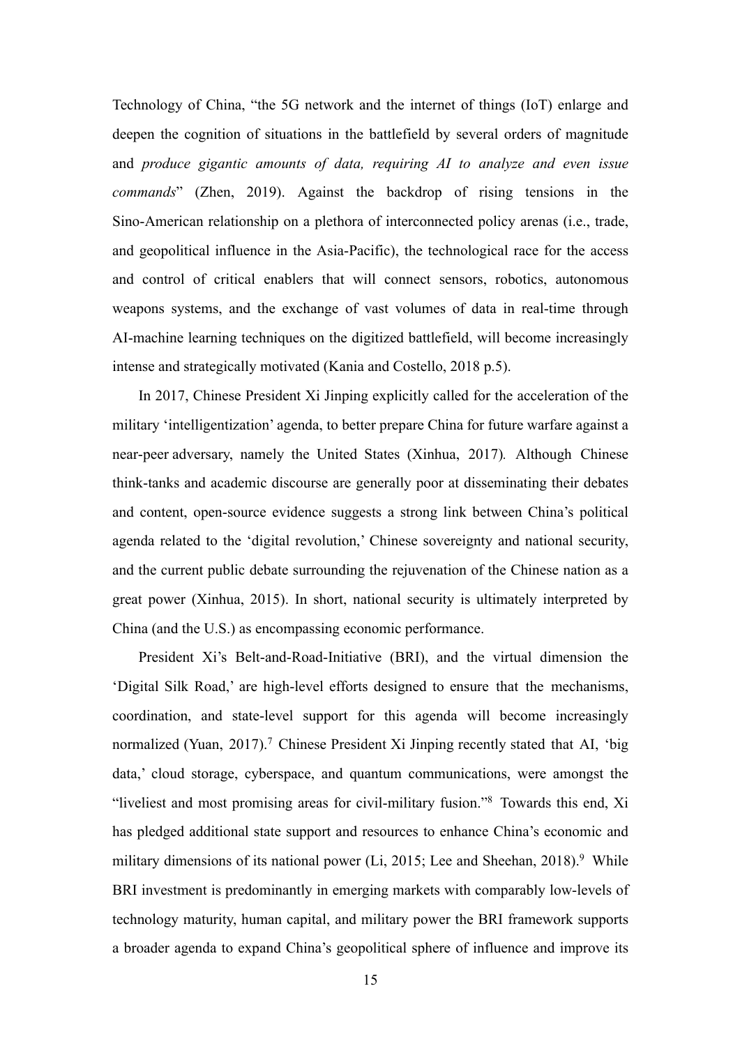Technology of China, "the 5G network and the internet of things (IoT) enlarge and deepen the cognition of situations in the battlefield by several orders of magnitude and *produce gigantic amounts of data, requiring AI to analyze and even issue commands*" (Zhen, 2019). Against the backdrop of rising tensions in the Sino-American relationship on a plethora of interconnected policy arenas (i.e., trade, and geopolitical influence in the Asia-Pacific), the technological race for the access and control of critical enablers that will connect sensors, robotics, autonomous weapons systems, and the exchange of vast volumes of data in real-time through AI-machine learning techniques on the digitized battlefield, will become increasingly intense and strategically motivated (Kania and Costello, 2018 p.5).

In 2017, Chinese President Xi Jinping explicitly called for the acceleration of the military 'intelligentization' agenda, to better prepare China for future warfare against a near-peer adversary, namely the United States (Xinhua, 2017). Although Chinese think-tanks and academic discourse are generally poor at disseminating their debates and content, open-source evidence suggests a strong link between China's political agenda related to the 'digital revolution,' Chinese sovereignty and national security, and the current public debate surrounding the rejuvenation of the Chinese nation as a great power (Xinhua, 2015). In short, national security is ultimately interpreted by China (and the U.S.) as encompassing economic performance.

President Xi's Belt-and-Road-Initiative (BRI), and the virtual dimension the 'Digital Silk Road,' are high-level efforts designed to ensure that the mechanisms, coordination, and state-level support for this agenda will become increasingly normalized (Yuan, 2017).[7] Chinese President Xi Jinping recently stated that AI, 'big data,' cloud storage, cyberspace, and quantum communications, were amongst the "liveliest and most promising areas for civil-military fusion."[8] Towards this end, Xi has pledged additional state support and resources to enhance China's economic and military dimensions of its national power (Li, 2015; Lee and Sheehan, 2018).[9] While BRI investment is predominantly in emerging markets with comparably low-levels of technology maturity, human capital, and military power the BRI framework supports a broader agenda to expand China's geopolitical sphere of influence and improve its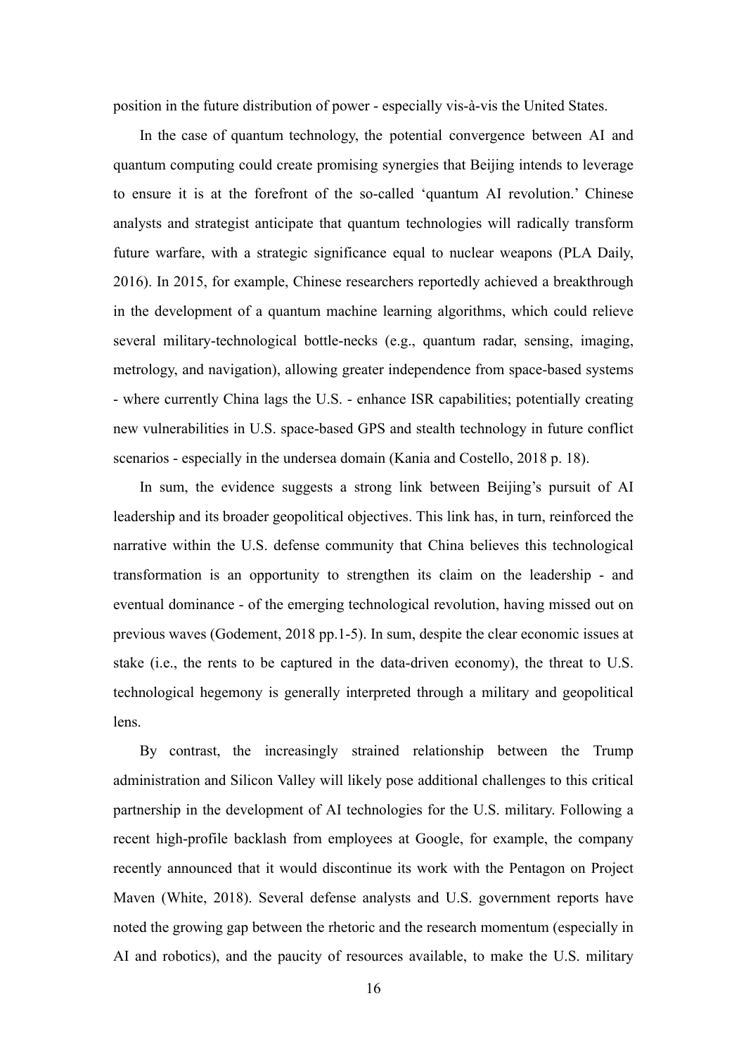position in the future distribution of power - especially vis-à-vis the United States.

In the case of quantum technology, the potential convergence between AI and quantum computing could create promising synergies that Beijing intends to leverage to ensure it is at the forefront of the so-called 'quantum AI revolution.' Chinese analysts and strategist anticipate that quantum technologies will radically transform future warfare, with a strategic significance equal to nuclear weapons (PLA Daily, 2016). In 2015, for example, Chinese researchers reportedly achieved a breakthrough in the development of a quantum machine learning algorithms, which could relieve several military-technological bottle-necks (e.g., quantum radar, sensing, imaging, metrology, and navigation), allowing greater independence from space-based systems - where currently China lags the U.S. - enhance ISR capabilities; potentially creating new vulnerabilities in U.S. space-based GPS and stealth technology in future conflict scenarios - especially in the undersea domain (Kania and Costello, 2018 p. 18).

In sum, the evidence suggests a strong link between Beijing's pursuit of AI leadership and its broader geopolitical objectives. This link has, in turn, reinforced the narrative within the U.S. defense community that China believes this technological transformation is an opportunity to strengthen its claim on the leadership - and eventual dominance - of the emerging technological revolution, having missed out on previous waves (Godement, 2018 pp.1-5). In sum, despite the clear economic issues at stake (i.e., the rents to be captured in the data-driven economy), the threat to U.S. technological hegemony is generally interpreted through a military and geopolitical lens.

By contrast, the increasingly strained relationship between the Trump administration and Silicon Valley will likely pose additional challenges to this critical partnership in the development of AI technologies for the U.S. military. Following a recent high-profile backlash from employees at Google, for example, the company recently announced that it would discontinue its work with the Pentagon on Project Maven (White, 2018). Several defense analysts and U.S. government reports have noted the growing gap between the rhetoric and the research momentum (especially in AI and robotics), and the paucity of resources available, to make the U.S. military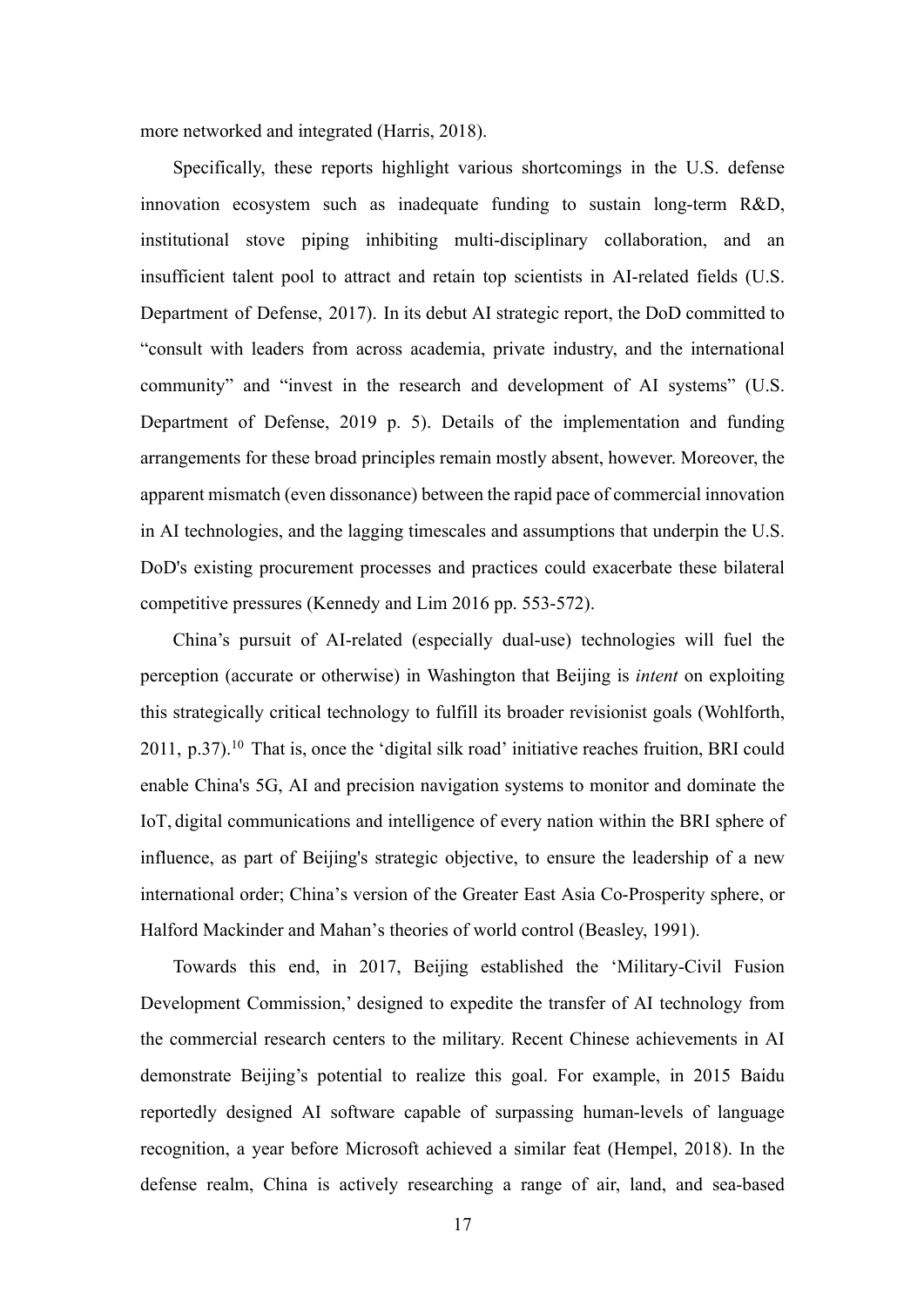more networked and integrated (Harris, 2018).

Specifically, these reports highlight various shortcomings in the U.S. defense innovation ecosystem such as inadequate funding to sustain long-term R&D, institutional stove piping inhibiting multi-disciplinary collaboration, and an insufficient talent pool to attract and retain top scientists in AI-related fields (U.S. Department of Defense, 2017). In its debut AI strategic report, the DoD committed to "consult with leaders from across academia, private industry, and the international community" and "invest in the research and development of AI systems" (U.S. Department of Defense, 2019 p. 5). Details of the implementation and funding arrangements for these broad principles remain mostly absent, however. Moreover, the apparent mismatch (even dissonance) between the rapid pace of commercial innovation in AI technologies, and the lagging timescales and assumptions that underpin the U.S. DoD's existing procurement processes and practices could exacerbate these bilateral competitive pressures (Kennedy and Lim 2016 pp. 553-572).

China's pursuit of AI-related (especially dual-use) technologies will fuel the perception (accurate or otherwise) in Washington that Beijing is *intent* on exploiting this strategically critical technology to fulfill its broader revisionist goals (Wohlforth, 2011, p.37).[10] That is, once the 'digital silk road' initiative reaches fruition, BRI could enable China's 5G, AI and precision navigation systems to monitor and dominate the IoT, digital communications and intelligence of every nation within the BRI sphere of influence, as part of Beijing's strategic objective, to ensure the leadership of a new international order; China's version of the Greater East Asia Co-Prosperity sphere, or Halford Mackinder and Mahan's theories of world control (Beasley, 1991).

Towards this end, in 2017, Beijing established the 'Military-Civil Fusion Development Commission,' designed to expedite the transfer of AI technology from the commercial research centers to the military. Recent Chinese achievements in AI demonstrate Beijing's potential to realize this goal. For example, in 2015 Baidu reportedly designed AI software capable of surpassing human-levels of language recognition, a year before Microsoft achieved a similar feat (Hempel, 2018). In the defense realm, China is actively researching a range of air, land, and sea-based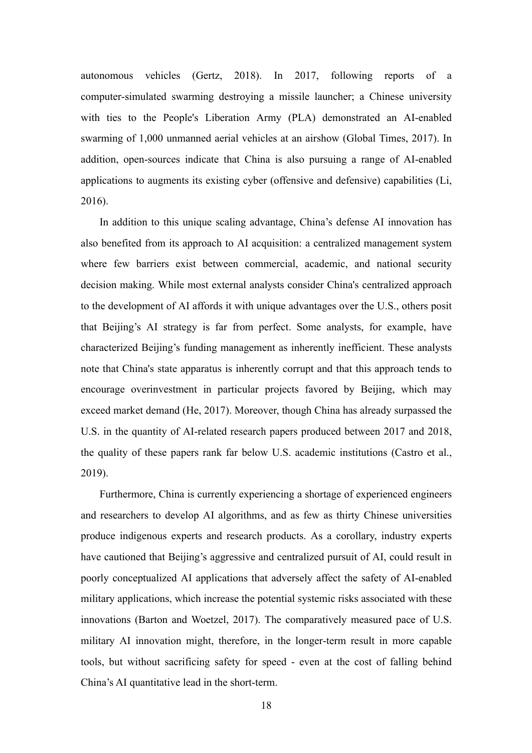autonomous vehicles (Gertz, 2018). In 2017, following reports of a computer-simulated swarming destroying a missile launcher; a Chinese university with ties to the People's Liberation Army (PLA) demonstrated an AI-enabled swarming of 1,000 unmanned aerial vehicles at an airshow (Global Times, 2017). In addition, open-sources indicate that China is also pursuing a range of AI-enabled applications to augments its existing cyber (offensive and defensive) capabilities (Li, 2016).

In addition to this unique scaling advantage, China's defense AI innovation has also benefited from its approach to AI acquisition: a centralized management system where few barriers exist between commercial, academic, and national security decision making. While most external analysts consider China's centralized approach to the development of AI affords it with unique advantages over the U.S., others posit that Beijing's AI strategy is far from perfect. Some analysts, for example, have characterized Beijing's funding management as inherently inefficient. These analysts note that China's state apparatus is inherently corrupt and that this approach tends to encourage overinvestment in particular projects favored by Beijing, which may exceed market demand (He, 2017). Moreover, though China has already surpassed the U.S. in the quantity of AI-related research papers produced between 2017 and 2018, the quality of these papers rank far below U.S. academic institutions (Castro et al., 2019).

Furthermore, China is currently experiencing a shortage of experienced engineers and researchers to develop AI algorithms, and as few as thirty Chinese universities produce indigenous experts and research products. As a corollary, industry experts have cautioned that Beijing's aggressive and centralized pursuit of AI, could result in poorly conceptualized AI applications that adversely affect the safety of AI-enabled military applications, which increase the potential systemic risks associated with these innovations (Barton and Woetzel, 2017). The comparatively measured pace of U.S. military AI innovation might, therefore, in the longer-term result in more capable tools, but without sacrificing safety for speed - even at the cost of falling behind China's AI quantitative lead in the short-term.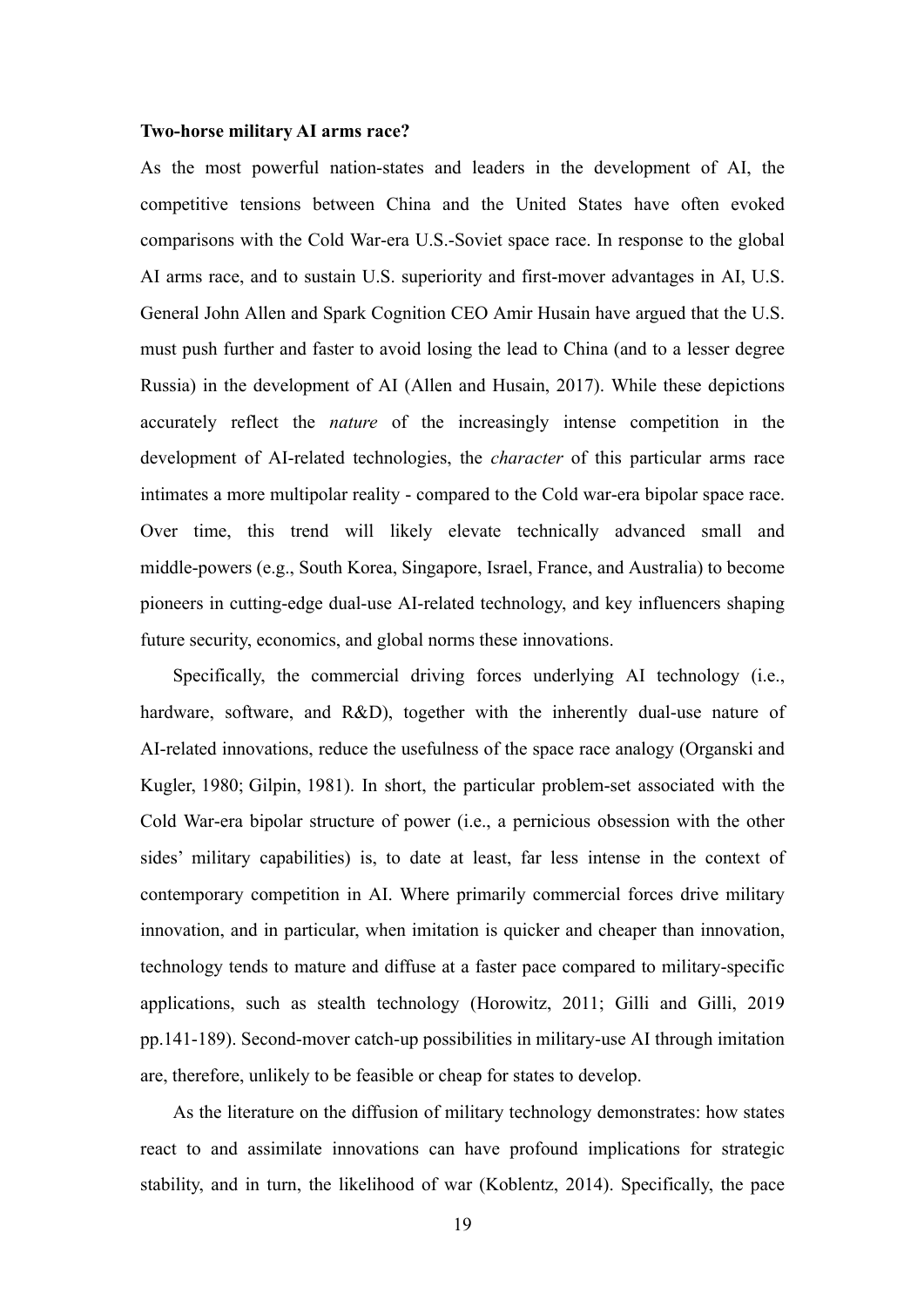**Two-horse military AI arms race?**

As the most powerful nation-states and leaders in the development of AI, the competitive tensions between China and the United States have often evoked comparisons with the Cold War-era U.S.-Soviet space race. In response to the global AI arms race, and to sustain U.S. superiority and first-mover advantages in AI, U.S. General John Allen and Spark Cognition CEO Amir Husain have argued that the U.S. must push further and faster to avoid losing the lead to China (and to a lesser degree Russia) in the development of AI (Allen and Husain, 2017). While these depictions accurately reflect the *nature* of the increasingly intense competition in the development of AI-related technologies, the *character* of this particular arms race intimates a more multipolar reality - compared to the Cold war-era bipolar space race. Over time, this trend will likely elevate technically advanced small and middle-powers (e.g., South Korea, Singapore, Israel, France, and Australia) to become pioneers in cutting-edge dual-use AI-related technology, and key influencers shaping future security, economics, and global norms these innovations.

Specifically, the commercial driving forces underlying AI technology (i.e., hardware, software, and R&D), together with the inherently dual-use nature of AI-related innovations, reduce the usefulness of the space race analogy (Organski and Kugler, 1980; Gilpin, 1981). In short, the particular problem-set associated with the Cold War-era bipolar structure of power (i.e., a pernicious obsession with the other sides' military capabilities) is, to date at least, far less intense in the context of contemporary competition in AI. Where primarily commercial forces drive military innovation, and in particular, when imitation is quicker and cheaper than innovation, technology tends to mature and diffuse at a faster pace compared to military-specific applications, such as stealth technology (Horowitz, 2011; Gilli and Gilli, 2019 pp.141-189). Second-mover catch-up possibilities in military-use AI through imitation are, therefore, unlikely to be feasible or cheap for states to develop.

As the literature on the diffusion of military technology demonstrates: how states react to and assimilate innovations can have profound implications for strategic stability, and in turn, the likelihood of war (Koblentz, 2014). Specifically, the pace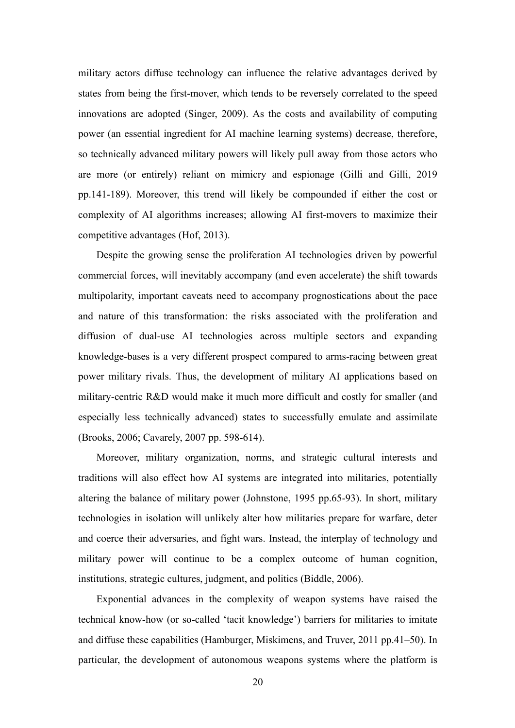military actors diffuse technology can influence the relative advantages derived by states from being the first-mover, which tends to be reversely correlated to the speed innovations are adopted (Singer, 2009). As the costs and availability of computing power (an essential ingredient for AI machine learning systems) decrease, therefore, so technically advanced military powers will likely pull away from those actors who are more (or entirely) reliant on mimicry and espionage (Gilli and Gilli, 2019 pp.141-189). Moreover, this trend will likely be compounded if either the cost or complexity of AI algorithms increases; allowing AI first-movers to maximize their competitive advantages (Hof, 2013).

Despite the growing sense the proliferation AI technologies driven by powerful commercial forces, will inevitably accompany (and even accelerate) the shift towards multipolarity, important caveats need to accompany prognostications about the pace and nature of this transformation: the risks associated with the proliferation and diffusion of dual-use AI technologies across multiple sectors and expanding knowledge-bases is a very different prospect compared to arms-racing between great power military rivals. Thus, the development of military AI applications based on military-centric R&D would make it much more difficult and costly for smaller (and especially less technically advanced) states to successfully emulate and assimilate (Brooks, 2006; Cavarely, 2007 pp. 598-614).

Moreover, military organization, norms, and strategic cultural interests and traditions will also effect how AI systems are integrated into militaries, potentially altering the balance of military power (Johnstone, 1995 pp.65-93). In short, military technologies in isolation will unlikely alter how militaries prepare for warfare, deter and coerce their adversaries, and fight wars. Instead, the interplay of technology and military power will continue to be a complex outcome of human cognition, institutions, strategic cultures, judgment, and politics (Biddle, 2006).

Exponential advances in the complexity of weapon systems have raised the technical know-how (or so-called 'tacit knowledge') barriers for militaries to imitate and diffuse these capabilities (Hamburger, Miskimens, and Truver, 2011 pp.41–50). In particular, the development of autonomous weapons systems where the platform is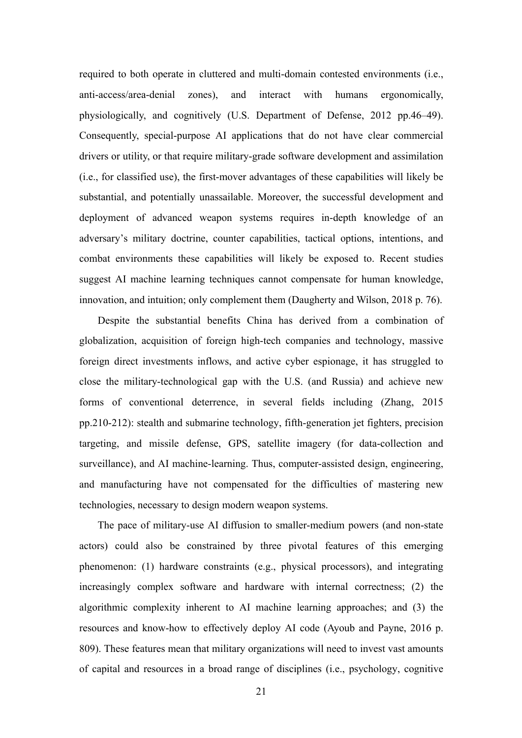required to both operate in cluttered and multi-domain contested environments (i.e., anti-access/area-denial zones), and interact with humans ergonomically, physiologically, and cognitively (U.S. Department of Defense, 2012 pp.46–49). Consequently, special-purpose AI applications that do not have clear commercial drivers or utility, or that require military-grade software development and assimilation (i.e., for classified use), the first-mover advantages of these capabilities will likely be substantial, and potentially unassailable. Moreover, the successful development and deployment of advanced weapon systems requires in-depth knowledge of an adversary's military doctrine, counter capabilities, tactical options, intentions, and combat environments these capabilities will likely be exposed to. Recent studies suggest AI machine learning techniques cannot compensate for human knowledge, innovation, and intuition; only complement them (Daugherty and Wilson, 2018 p. 76).

Despite the substantial benefits China has derived from a combination of globalization, acquisition of foreign high-tech companies and technology, massive foreign direct investments inflows, and active cyber espionage, it has struggled to close the military-technological gap with the U.S. (and Russia) and achieve new forms of conventional deterrence, in several fields including (Zhang, 2015 pp.210-212): stealth and submarine technology, fifth-generation jet fighters, precision targeting, and missile defense, GPS, satellite imagery (for data-collection and surveillance), and AI machine-learning. Thus, computer-assisted design, engineering, and manufacturing have not compensated for the difficulties of mastering new technologies, necessary to design modern weapon systems.

The pace of military-use AI diffusion to smaller-medium powers (and non-state actors) could also be constrained by three pivotal features of this emerging phenomenon: (1) hardware constraints (e.g., physical processors), and integrating increasingly complex software and hardware with internal correctness; (2) the algorithmic complexity inherent to AI machine learning approaches; and (3) the resources and know-how to effectively deploy AI code (Ayoub and Payne, 2016 p. 809). These features mean that military organizations will need to invest vast amounts of capital and resources in a broad range of disciplines (i.e., psychology, cognitive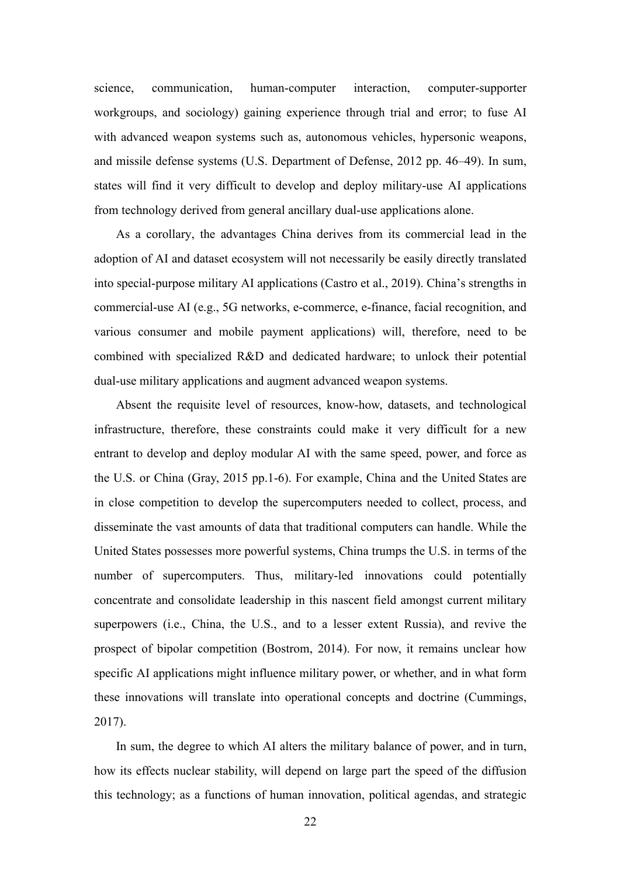science, communication, human-computer interaction, computer-supporter workgroups, and sociology) gaining experience through trial and error; to fuse AI with advanced weapon systems such as, autonomous vehicles, hypersonic weapons, and missile defense systems (U.S. Department of Defense, 2012 pp. 46–49). In sum, states will find it very difficult to develop and deploy military-use AI applications from technology derived from general ancillary dual-use applications alone.

As a corollary, the advantages China derives from its commercial lead in the adoption of AI and dataset ecosystem will not necessarily be easily directly translated into special-purpose military AI applications (Castro et al., 2019). China's strengths in commercial-use AI (e.g., 5G networks, e-commerce, e-finance, facial recognition, and various consumer and mobile payment applications) will, therefore, need to be combined with specialized R&D and dedicated hardware; to unlock their potential dual-use military applications and augment advanced weapon systems.

Absent the requisite level of resources, know-how, datasets, and technological infrastructure, therefore, these constraints could make it very difficult for a new entrant to develop and deploy modular AI with the same speed, power, and force as the U.S. or China (Gray, 2015 pp.1-6). For example, China and the United States are in close competition to develop the supercomputers needed to collect, process, and disseminate the vast amounts of data that traditional computers can handle. While the United States possesses more powerful systems, China trumps the U.S. in terms of the number of supercomputers. Thus, military-led innovations could potentially concentrate and consolidate leadership in this nascent field amongst current military superpowers (i.e., China, the U.S., and to a lesser extent Russia), and revive the prospect of bipolar competition (Bostrom, 2014). For now, it remains unclear how specific AI applications might influence military power, or whether, and in what form these innovations will translate into operational concepts and doctrine (Cummings, 2017).

In sum, the degree to which AI alters the military balance of power, and in turn, how its effects nuclear stability, will depend on large part the speed of the diffusion this technology; as a functions of human innovation, political agendas, and strategic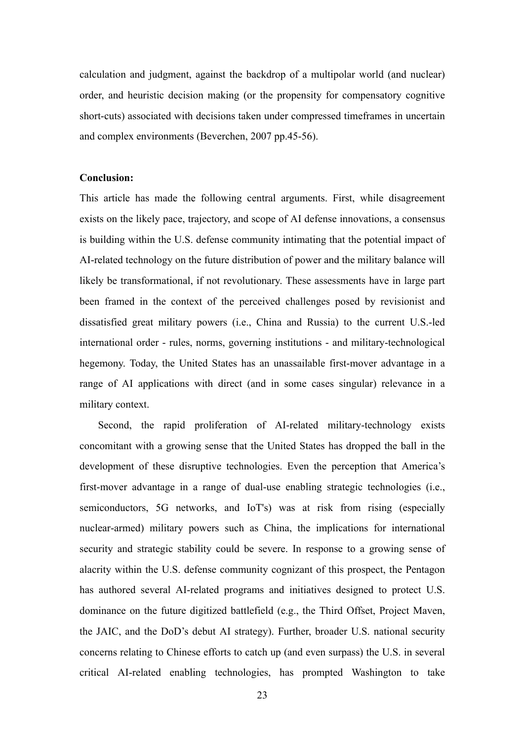calculation and judgment, against the backdrop of a multipolar world (and nuclear) order, and heuristic decision making (or the propensity for compensatory cognitive short-cuts) associated with decisions taken under compressed timeframes in uncertain and complex environments (Beverchen, 2007 pp.45-56).

**Conclusion:**

This article has made the following central arguments. First, while disagreement exists on the likely pace, trajectory, and scope of AI defense innovations, a consensus is building within the U.S. defense community intimating that the potential impact of AI-related technology on the future distribution of power and the military balance will likely be transformational, if not revolutionary. These assessments have in large part been framed in the context of the perceived challenges posed by revisionist and dissatisfied great military powers (i.e., China and Russia) to the current U.S.-led international order - rules, norms, governing institutions - and military-technological hegemony. Today, the United States has an unassailable first-mover advantage in a range of AI applications with direct (and in some cases singular) relevance in a military context.

Second, the rapid proliferation of AI-related military-technology exists concomitant with a growing sense that the United States has dropped the ball in the development of these disruptive technologies. Even the perception that America's first-mover advantage in a range of dual-use enabling strategic technologies (i.e., semiconductors, 5G networks, and IoT's) was at risk from rising (especially nuclear-armed) military powers such as China, the implications for international security and strategic stability could be severe. In response to a growing sense of alacrity within the U.S. defense community cognizant of this prospect, the Pentagon has authored several AI-related programs and initiatives designed to protect U.S. dominance on the future digitized battlefield (e.g., the Third Offset, Project Maven, the JAIC, and the DoD's debut AI strategy). Further, broader U.S. national security concerns relating to Chinese efforts to catch up (and even surpass) the U.S. in several critical AI-related enabling technologies, has prompted Washington to take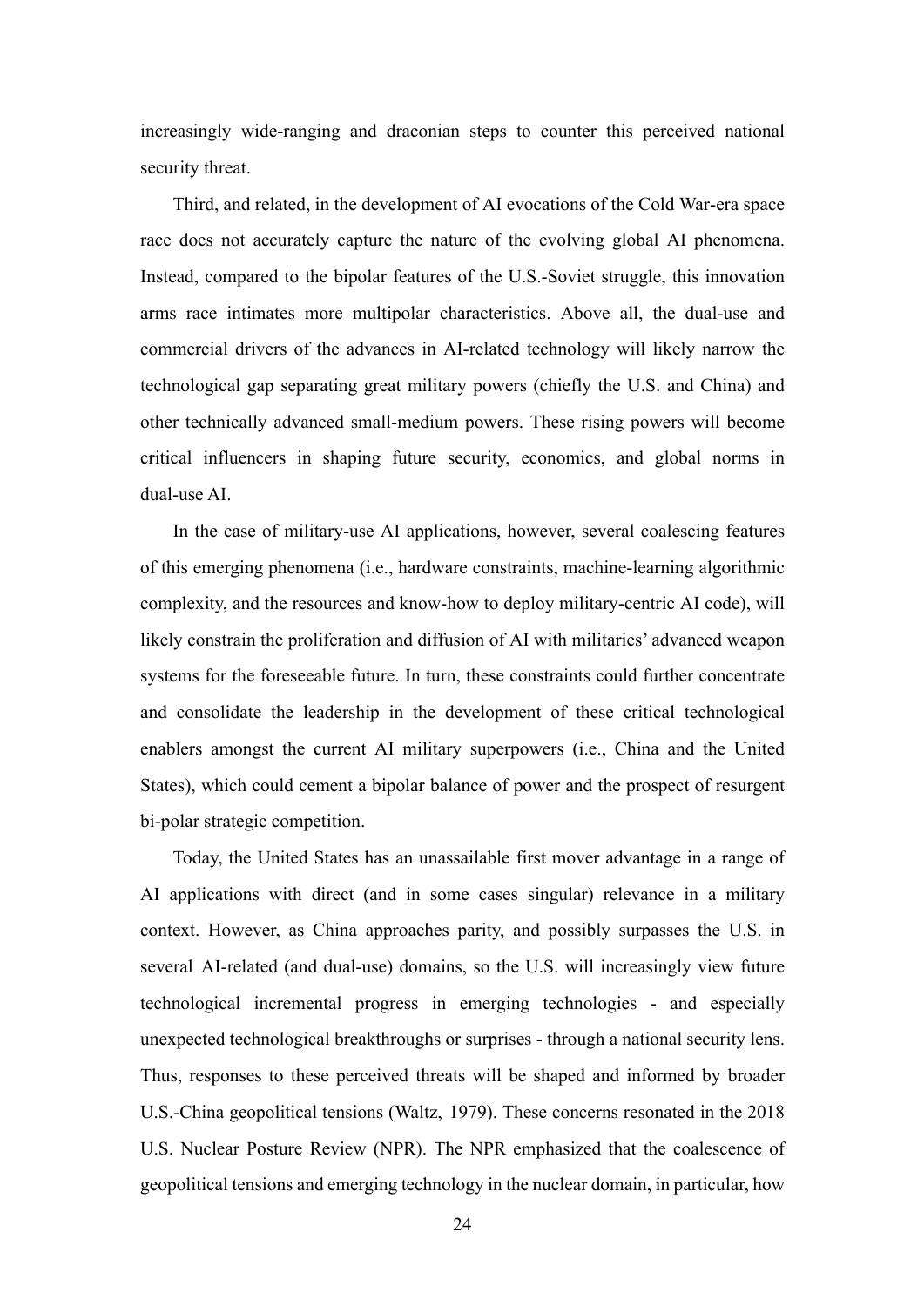increasingly wide-ranging and draconian steps to counter this perceived national security threat.

Third, and related, in the development of AI evocations of the Cold War-era space race does not accurately capture the nature of the evolving global AI phenomena. Instead, compared to the bipolar features of the U.S.-Soviet struggle, this innovation arms race intimates more multipolar characteristics. Above all, the dual-use and commercial drivers of the advances in AI-related technology will likely narrow the technological gap separating great military powers (chiefly the U.S. and China) and other technically advanced small-medium powers. These rising powers will become critical influencers in shaping future security, economics, and global norms in dual-use AI.

In the case of military-use AI applications, however, several coalescing features of this emerging phenomena (i.e., hardware constraints, machine-learning algorithmic complexity, and the resources and know-how to deploy military-centric AI code), will likely constrain the proliferation and diffusion of AI with militaries' advanced weapon systems for the foreseeable future. In turn, these constraints could further concentrate and consolidate the leadership in the development of these critical technological enablers amongst the current AI military superpowers (i.e., China and the United States), which could cement a bipolar balance of power and the prospect of resurgent bi-polar strategic competition.

Today, the United States has an unassailable first mover advantage in a range of AI applications with direct (and in some cases singular) relevance in a military context. However, as China approaches parity, and possibly surpasses the U.S. in several AI-related (and dual-use) domains, so the U.S. will increasingly view future technological incremental progress in emerging technologies - and especially unexpected technological breakthroughs or surprises - through a national security lens. Thus, responses to these perceived threats will be shaped and informed by broader U.S.-China geopolitical tensions (Waltz, 1979). These concerns resonated in the 2018 U.S. Nuclear Posture Review (NPR). The NPR emphasized that the coalescence of geopolitical tensions and emerging technology in the nuclear domain, in particular, how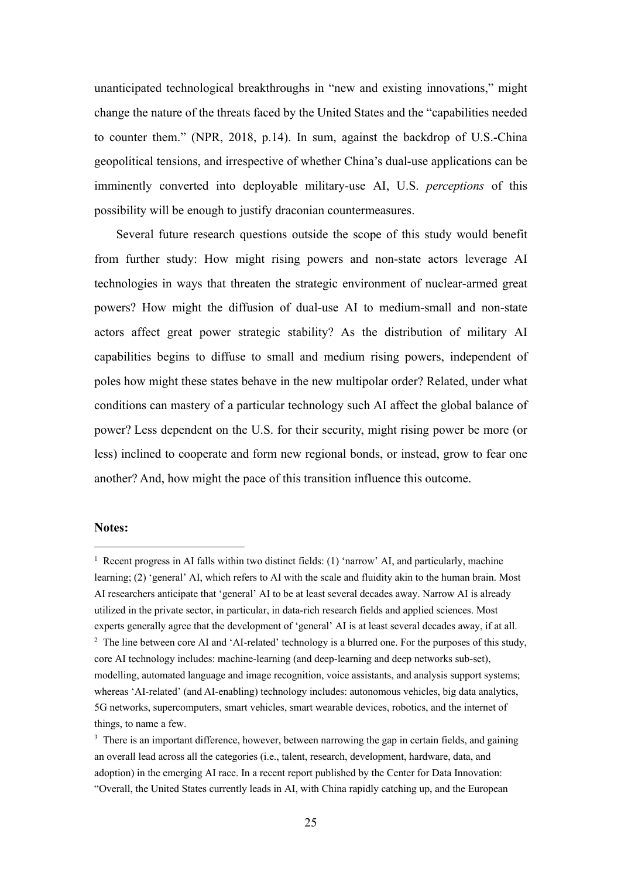unanticipated technological breakthroughs in "new and existing innovations," might change the nature of the threats faced by the United States and the "capabilities needed to counter them." (NPR, 2018, p.14). In sum, against the backdrop of U.S.-China geopolitical tensions, and irrespective of whether China's dual-use applications can be imminently converted into deployable military-use AI, U.S. *perceptions* of this possibility will be enough to justify draconian countermeasures.

Several future research questions outside the scope of this study would benefit from further study: How might rising powers and non-state actors leverage AI technologies in ways that threaten the strategic environment of nuclear-armed great powers? How might the diffusion of dual-use AI to medium-small and non-state actors affect great power strategic stability? As the distribution of military AI capabilities begins to diffuse to small and medium rising powers, independent of poles how might these states behave in the new multipolar order? Related, under what conditions can mastery of a particular technology such AI affect the global balance of power? Less dependent on the U.S. for their security, might rising power be more (or less) inclined to cooperate and form new regional bonds, or instead, grow to fear one another? And, how might the pace of this transition influence this outcome.

**Notes:**

[1] Recent progress in AI falls within two distinct fields: (1) 'narrow' AI, and particularly, machine learning; (2) 'general' AI, which refers to AI with the scale and fluidity akin to the human brain. Most AI researchers anticipate that 'general' AI to be at least several decades away. Narrow AI is already utilized in the private sector, in particular, in data-rich research fields and applied sciences. Most experts generally agree that the development of 'general' AI is at least several decades away, if at all.

[2] The line between core AI and 'AI-related' technology is a blurred one. For the purposes of this study, core AI technology includes: machine-learning (and deep-learning and deep networks sub-set), modelling, automated language and image recognition, voice assistants, and analysis support systems; whereas 'AI-related' (and AI-enabling) technology includes: autonomous vehicles, big data analytics, 5G networks, supercomputers, smart vehicles, smart wearable devices, robotics, and the internet of things, to name a few.

[3] There is an important difference, however, between narrowing the gap in certain fields, and gaining an overall lead across all the categories (i.e., talent, research, development, hardware, data, and adoption) in the emerging AI race. In a recent report published by the Center for Data Innovation: "Overall, the United States currently leads in AI, with China rapidly catching up, and the European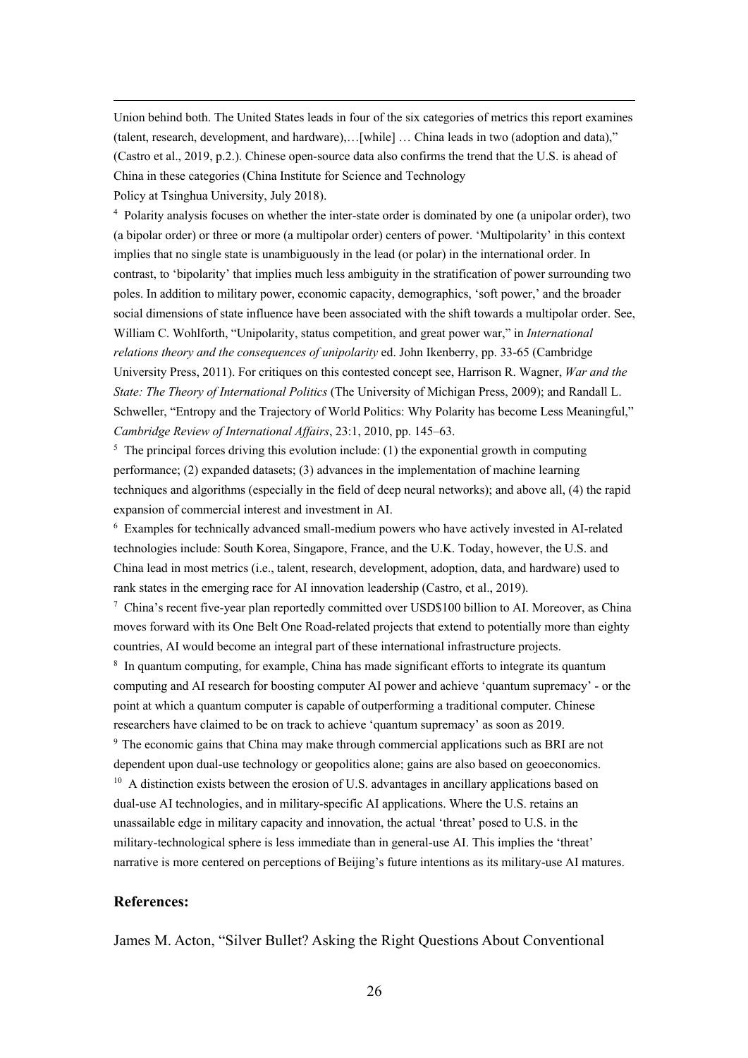Union behind both. The United States leads in four of the six categories of metrics this report examines (talent, research, development, and hardware),…[while] … China leads in two (adoption and data)," (Castro et al., 2019, p.2.). Chinese open-source data also confirms the trend that the U.S. is ahead of China in these categories (China Institute for Science and Technology Policy at Tsinghua University, July 2018).

[4] Polarity analysis focuses on whether the inter-state order is dominated by one (a unipolar order), two (a bipolar order) or three or more (a multipolar order) centers of power. 'Multipolarity' in this context implies that no single state is unambiguously in the lead (or polar) in the international order. In contrast, to 'bipolarity' that implies much less ambiguity in the stratification of power surrounding two poles. In addition to military power, economic capacity, demographics, 'soft power,' and the broader social dimensions of state influence have been associated with the shift towards a multipolar order. See, William C. Wohlforth, "Unipolarity, status competition, and great power war," in *International relations theory and the consequences of unipolarity* ed. John Ikenberry, pp. 33-65 (Cambridge University Press, 2011). For critiques on this contested concept see, Harrison R. Wagner, *War and the State: The Theory of International Politics* (The University of Michigan Press, 2009); and Randall L. Schweller, "Entropy and the Trajectory of World Politics: Why Polarity has become Less Meaningful," *Cambridge Review of International Affairs*, 23:1, 2010, pp. 145–63.

[5] The principal forces driving this evolution include: (1) the exponential growth in computing performance; (2) expanded datasets; (3) advances in the implementation of machine learning techniques and algorithms (especially in the field of deep neural networks); and above all, (4) the rapid expansion of commercial interest and investment in AI.

[6] Examples for technically advanced small-medium powers who have actively invested in AI-related technologies include: South Korea, Singapore, France, and the U.K. Today, however, the U.S. and China lead in most metrics (i.e., talent, research, development, adoption, data, and hardware) used to rank states in the emerging race for AI innovation leadership (Castro, et al., 2019).

[7] China's recent five-year plan reportedly committed over USD$100 billion to AI. Moreover, as China moves forward with its One Belt One Road-related projects that extend to potentially more than eighty countries, AI would become an integral part of these international infrastructure projects.

[8] In quantum computing, for example, China has made significant efforts to integrate its quantum computing and AI research for boosting computer AI power and achieve 'quantum supremacy' - or the point at which a quantum computer is capable of outperforming a traditional computer. Chinese researchers have claimed to be on track to achieve 'quantum supremacy' as soon as 2019.

[9] The economic gains that China may make through commercial applications such as BRI are not dependent upon dual-use technology or geopolitics alone; gains are also based on geoeconomics.

[10] A distinction exists between the erosion of U.S. advantages in ancillary applications based on dual-use AI technologies, and in military-specific AI applications. Where the U.S. retains an unassailable edge in military capacity and innovation, the actual 'threat' posed to U.S. in the military-technological sphere is less immediate than in general-use AI. This implies the 'threat' narrative is more centered on perceptions of Beijing's future intentions as its military-use AI matures.

**References:**

James M. Acton, "Silver Bullet? Asking the Right Questions About Conventional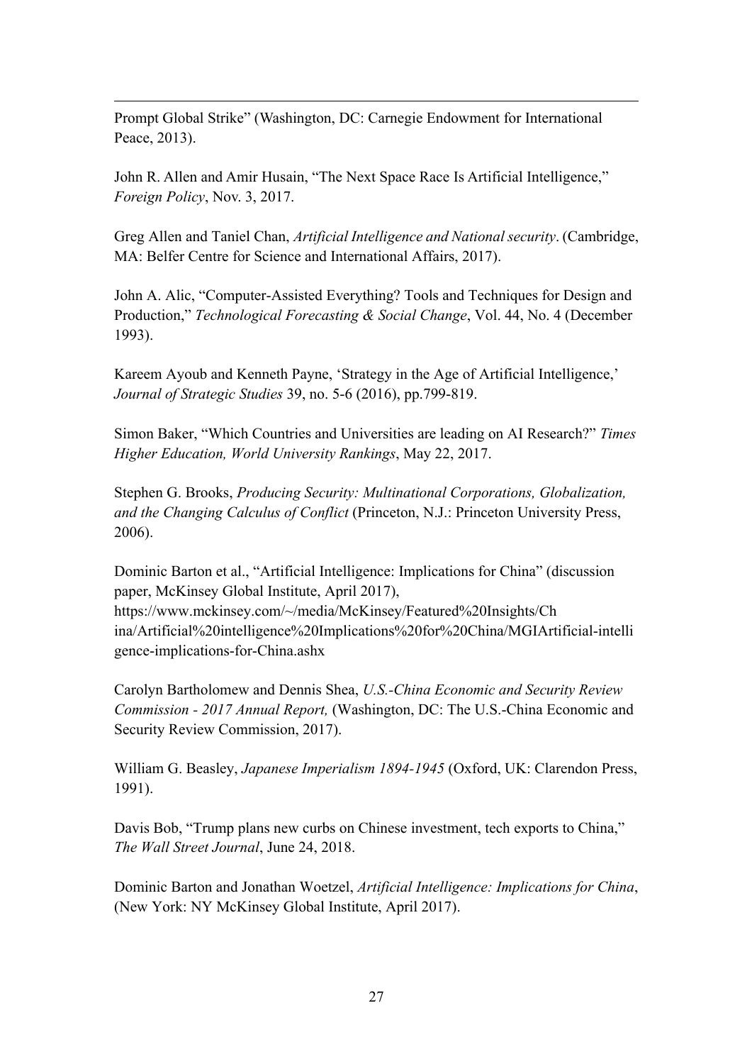Prompt Global Strike" (Washington, DC: Carnegie Endowment for International Peace, 2013).

John R. Allen and Amir Husain, "The Next Space Race Is Artificial Intelligence," *Foreign Policy*, Nov. 3, 2017.

Greg Allen and Taniel Chan, *Artificial Intelligence and National security*. (Cambridge, MA: Belfer Centre for Science and International Affairs, 2017).

John A. Alic, "Computer-Assisted Everything? Tools and Techniques for Design and Production," *Technological Forecasting & Social Change*, Vol. 44, No. 4 (December 1993).

Kareem Ayoub and Kenneth Payne, 'Strategy in the Age of Artificial Intelligence,' *Journal of Strategic Studies* 39, no. 5-6 (2016), pp.799-819.

Simon Baker, "Which Countries and Universities are leading on AI Research?" *Times Higher Education, World University Rankings*, May 22, 2017.

Stephen G. Brooks, *Producing Security: Multinational Corporations, Globalization, and the Changing Calculus of Conflict* (Princeton, N.J.: Princeton University Press, 2006).

Dominic Barton et al., "Artificial Intelligence: Implications for China" (discussion paper, McKinsey Global Institute, April 2017), https://www.mckinsey.com/~/media/McKinsey/Featured%20Insights/China/Artificial%20intelligence%20Implications%20for%20China/MGIArtificial-intelligence-implications-for-China.ashx

Carolyn Bartholomew and Dennis Shea, *U.S.-China Economic and Security Review Commission - 2017 Annual Report,* (Washington, DC: The U.S.-China Economic and Security Review Commission, 2017).

William G. Beasley, *Japanese Imperialism 1894-1945* (Oxford, UK: Clarendon Press, 1991).

Davis Bob, "Trump plans new curbs on Chinese investment, tech exports to China," *The Wall Street Journal*, June 24, 2018.

Dominic Barton and Jonathan Woetzel, *Artificial Intelligence: Implications for China*, (New York: NY McKinsey Global Institute, April 2017).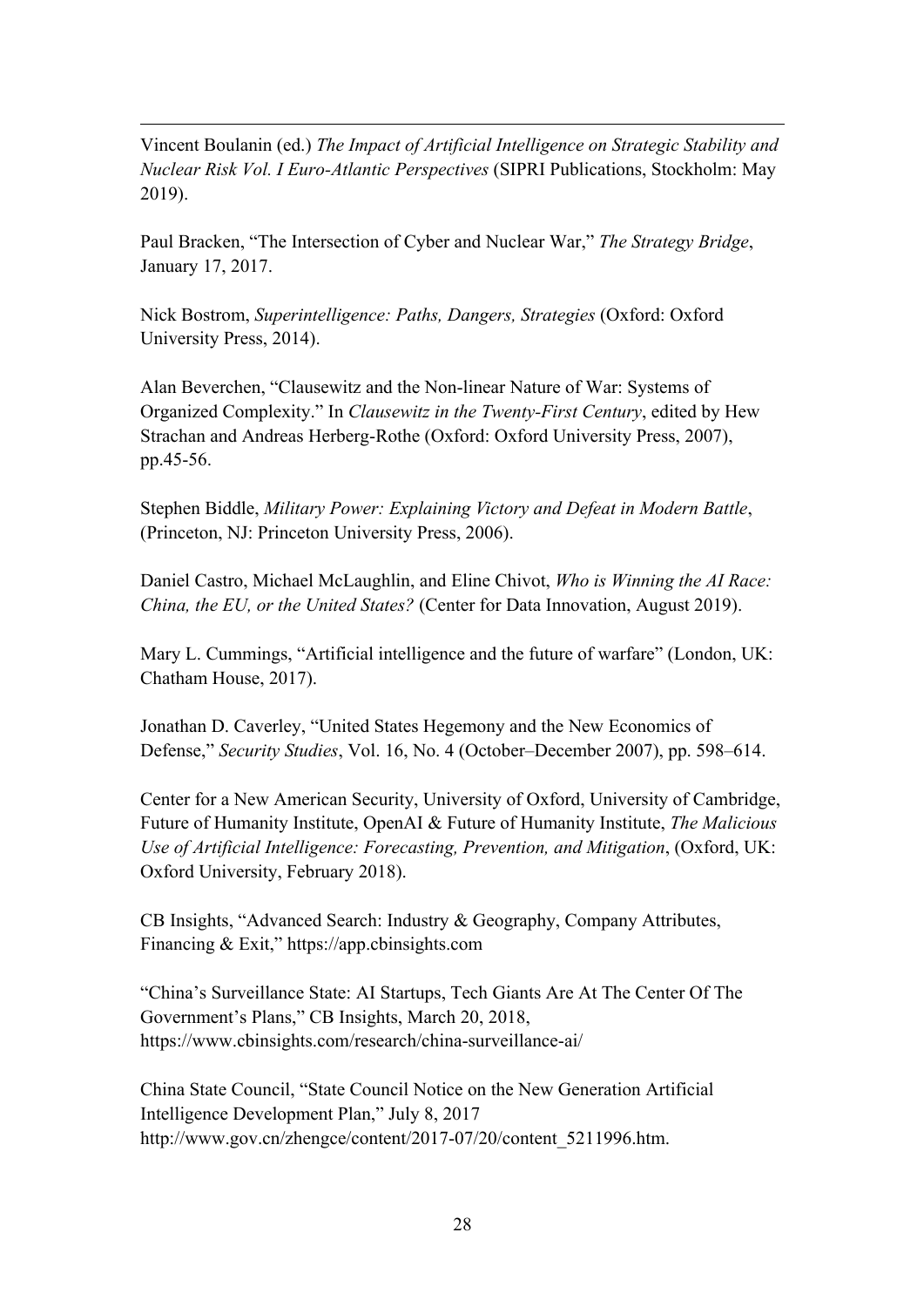Vincent Boulanin (ed.) *The Impact of Artificial Intelligence on Strategic Stability and Nuclear Risk Vol. I Euro-Atlantic Perspectives* (SIPRI Publications, Stockholm: May 2019).

Paul Bracken, "The Intersection of Cyber and Nuclear War," *The Strategy Bridge*, January 17, 2017.

Nick Bostrom, *Superintelligence: Paths, Dangers, Strategies* (Oxford: Oxford University Press, 2014).

Alan Beverchen, "Clausewitz and the Non-linear Nature of War: Systems of Organized Complexity." In *Clausewitz in the Twenty-First Century*, edited by Hew Strachan and Andreas Herberg-Rothe (Oxford: Oxford University Press, 2007), pp.45-56.

Stephen Biddle, *Military Power: Explaining Victory and Defeat in Modern Battle*, (Princeton, NJ: Princeton University Press, 2006).

Daniel Castro, Michael McLaughlin, and Eline Chivot, *Who is Winning the AI Race: China, the EU, or the United States?* (Center for Data Innovation, August 2019).

Mary L. Cummings, "Artificial intelligence and the future of warfare" (London, UK: Chatham House, 2017).

Jonathan D. Caverley, "United States Hegemony and the New Economics of Defense," *Security Studies*, Vol. 16, No. 4 (October–December 2007), pp. 598–614.

Center for a New American Security, University of Oxford, University of Cambridge, Future of Humanity Institute, OpenAI & Future of Humanity Institute, *The Malicious Use of Artificial Intelligence: Forecasting, Prevention, and Mitigation*, (Oxford, UK: Oxford University, February 2018).

CB Insights, "Advanced Search: Industry & Geography, Company Attributes, Financing & Exit," https://app.cbinsights.com

"China's Surveillance State: AI Startups, Tech Giants Are At The Center Of The Government's Plans," CB Insights, March 20, 2018, https://www.cbinsights.com/research/china-surveillance-ai/

China State Council, "State Council Notice on the New Generation Artificial Intelligence Development Plan," July 8, 2017 http://www.gov.cn/zhengce/content/2017-07/20/content_5211996.htm.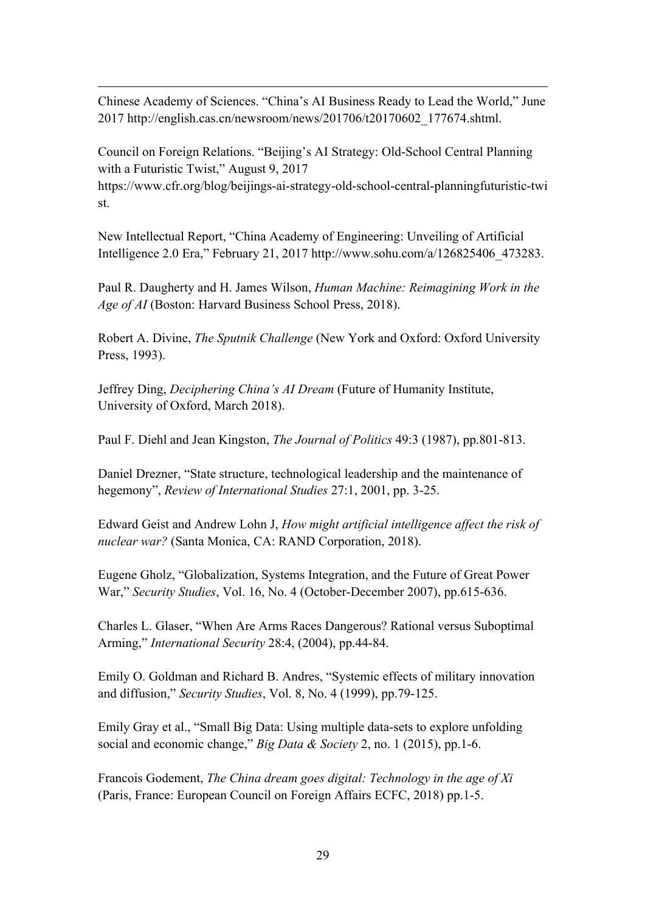Chinese Academy of Sciences. "China's AI Business Ready to Lead the World," June 2017 http://english.cas.cn/newsroom/news/201706/t20170602_177674.shtml.

Council on Foreign Relations. "Beijing's AI Strategy: Old-School Central Planning with a Futuristic Twist," August 9, 2017 https://www.cfr.org/blog/beijings-ai-strategy-old-school-central-planningfuturistic-twist.

New Intellectual Report, "China Academy of Engineering: Unveiling of Artificial Intelligence 2.0 Era," February 21, 2017 http://www.sohu.com/a/126825406_473283.

Paul R. Daugherty and H. James Wilson, *Human Machine: Reimagining Work in the Age of AI* (Boston: Harvard Business School Press, 2018).

Robert A. Divine, *The Sputnik Challenge* (New York and Oxford: Oxford University Press, 1993).

Jeffrey Ding, *Deciphering China's AI Dream* (Future of Humanity Institute, University of Oxford, March 2018).

Paul F. Diehl and Jean Kingston, *The Journal of Politics* 49:3 (1987), pp.801-813.

Daniel Drezner, "State structure, technological leadership and the maintenance of hegemony", *Review of International Studies* 27:1, 2001, pp. 3-25.

Edward Geist and Andrew Lohn J, *How might artificial intelligence affect the risk of nuclear war?* (Santa Monica, CA: RAND Corporation, 2018).

Eugene Gholz, "Globalization, Systems Integration, and the Future of Great Power War," *Security Studies*, Vol. 16, No. 4 (October-December 2007), pp.615-636.

Charles L. Glaser, "When Are Arms Races Dangerous? Rational versus Suboptimal Arming," *International Security* 28:4, (2004), pp.44-84.

Emily O. Goldman and Richard B. Andres, "Systemic effects of military innovation and diffusion," *Security Studies*, Vol. 8, No. 4 (1999), pp.79-125.

Emily Gray et al., "Small Big Data: Using multiple data-sets to explore unfolding social and economic change," *Big Data & Society* 2, no. 1 (2015), pp.1-6.

Francois Godement, *The China dream goes digital: Technology in the age of Xi* (Paris, France: European Council on Foreign Affairs ECFC, 2018) pp.1-5.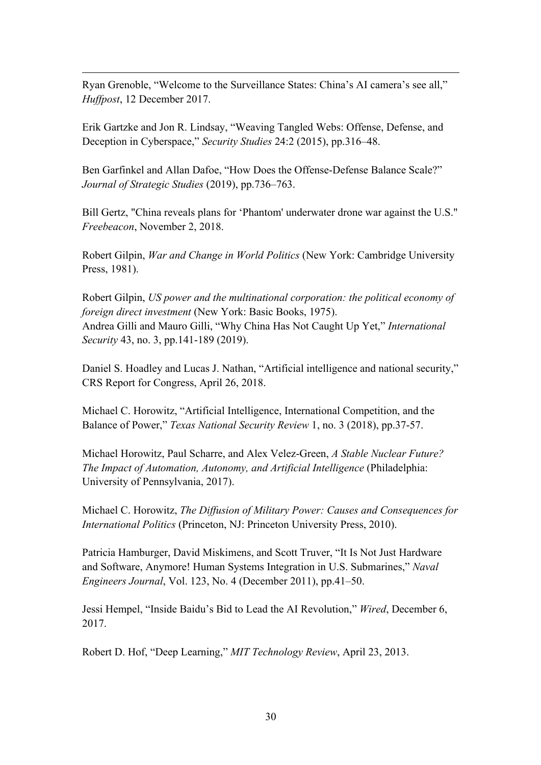Ryan Grenoble, "Welcome to the Surveillance States: China's AI camera's see all," *Huffpost*, 12 December 2017.

Erik Gartzke and Jon R. Lindsay, "Weaving Tangled Webs: Offense, Defense, and Deception in Cyberspace," *Security Studies* 24:2 (2015), pp.316–48.

Ben Garfinkel and Allan Dafoe, "How Does the Offense-Defense Balance Scale?" *Journal of Strategic Studies* (2019), pp.736–763.

Bill Gertz, "China reveals plans for 'Phantom' underwater drone war against the U.S." *Freebeacon*, November 2, 2018.

Robert Gilpin, *War and Change in World Politics* (New York: Cambridge University Press, 1981).

Robert Gilpin, *US power and the multinational corporation: the political economy of foreign direct investment* (New York: Basic Books, 1975).
Andrea Gilli and Mauro Gilli, "Why China Has Not Caught Up Yet," *International Security* 43, no. 3, pp.141-189 (2019).

Daniel S. Hoadley and Lucas J. Nathan, "Artificial intelligence and national security," CRS Report for Congress, April 26, 2018.

Michael C. Horowitz, "Artificial Intelligence, International Competition, and the Balance of Power," *Texas National Security Review* 1, no. 3 (2018), pp.37-57.

Michael Horowitz, Paul Scharre, and Alex Velez-Green, *A Stable Nuclear Future? The Impact of Automation, Autonomy, and Artificial Intelligence* (Philadelphia: University of Pennsylvania, 2017).

Michael C. Horowitz, *The Diffusion of Military Power: Causes and Consequences for International Politics* (Princeton, NJ: Princeton University Press, 2010).

Patricia Hamburger, David Miskimens, and Scott Truver, "It Is Not Just Hardware and Software, Anymore! Human Systems Integration in U.S. Submarines," *Naval Engineers Journal*, Vol. 123, No. 4 (December 2011), pp.41–50.

Jessi Hempel, "Inside Baidu's Bid to Lead the AI Revolution," *Wired*, December 6, 2017.

Robert D. Hof, "Deep Learning," *MIT Technology Review*, April 23, 2013.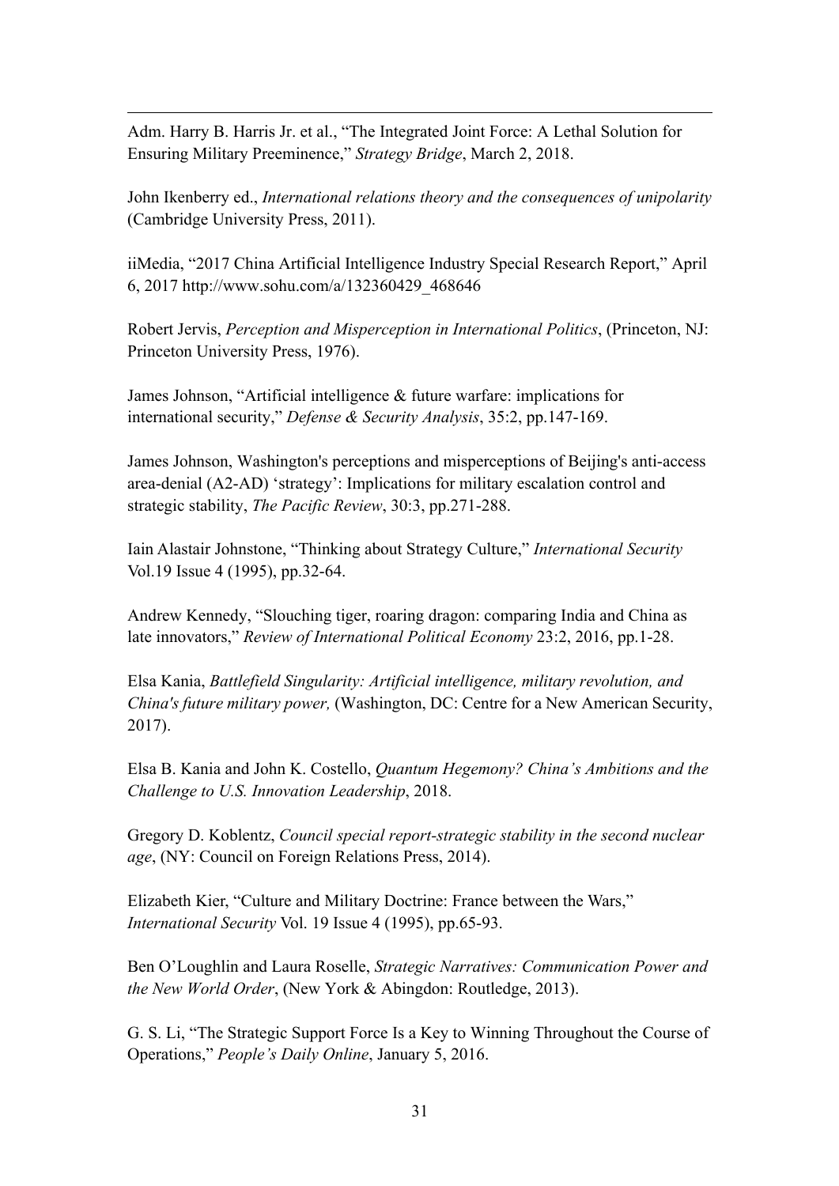Adm. Harry B. Harris Jr. et al., “The Integrated Joint Force: A Lethal Solution for Ensuring Military Preeminence,” *Strategy Bridge*, March 2, 2018.

John Ikenberry ed., *International relations theory and the consequences of unipolarity* (Cambridge University Press, 2011).

iiMedia, “2017 China Artificial Intelligence Industry Special Research Report,” April 6, 2017 http://www.sohu.com/a/132360429_468646

Robert Jervis, *Perception and Misperception in International Politics*, (Princeton, NJ: Princeton University Press, 1976).

James Johnson, “Artificial intelligence & future warfare: implications for international security,” *Defense & Security Analysis*, 35:2, pp.147-169.

James Johnson, Washington's perceptions and misperceptions of Beijing's anti-access area-denial (A2-AD) ‘strategy’: Implications for military escalation control and strategic stability, *The Pacific Review*, 30:3, pp.271-288.

Iain Alastair Johnstone, “Thinking about Strategy Culture,” *International Security* Vol.19 Issue 4 (1995), pp.32-64.

Andrew Kennedy, “Slouching tiger, roaring dragon: comparing India and China as late innovators,” *Review of International Political Economy* 23:2, 2016, pp.1-28.

Elsa Kania, *Battlefield Singularity: Artificial intelligence, military revolution, and China's future military power,* (Washington, DC: Centre for a New American Security, 2017).

Elsa B. Kania and John K. Costello, *Quantum Hegemony? China’s Ambitions and the Challenge to U.S. Innovation Leadership*, 2018.

Gregory D. Koblentz, *Council special report-strategic stability in the second nuclear age*, (NY: Council on Foreign Relations Press, 2014).

Elizabeth Kier, “Culture and Military Doctrine: France between the Wars,” *International Security* Vol. 19 Issue 4 (1995), pp.65-93.

Ben O’Loughlin and Laura Roselle, *Strategic Narratives: Communication Power and the New World Order*, (New York & Abingdon: Routledge, 2013).

G. S. Li, “The Strategic Support Force Is a Key to Winning Throughout the Course of Operations,” *People’s Daily Online*, January 5, 2016.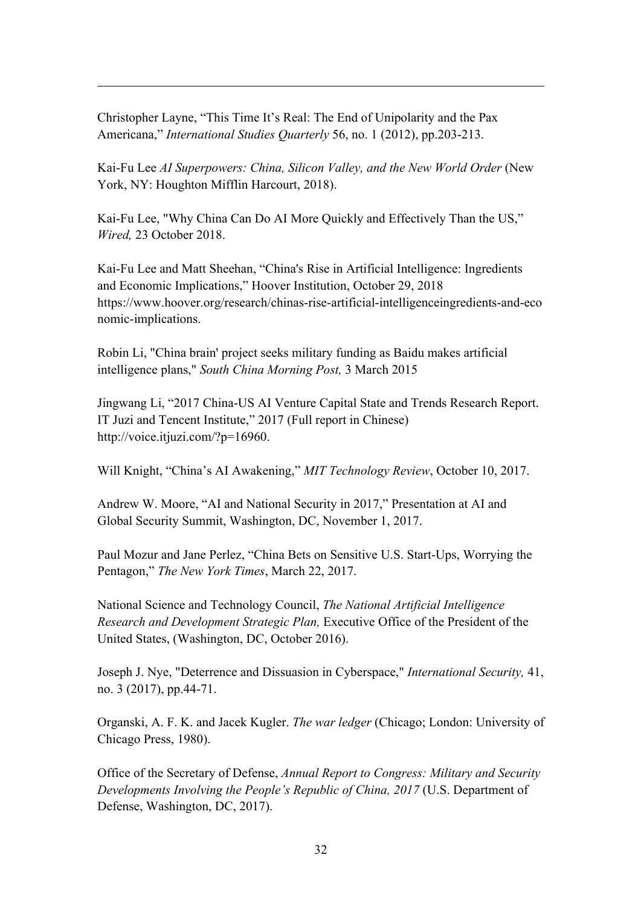Christopher Layne, "This Time It's Real: The End of Unipolarity and the Pax Americana," *International Studies Quarterly* 56, no. 1 (2012), pp.203-213.

Kai-Fu Lee *AI Superpowers: China, Silicon Valley, and the New World Order* (New York, NY: Houghton Mifflin Harcourt, 2018).

Kai-Fu Lee, "Why China Can Do AI More Quickly and Effectively Than the US," *Wired,* 23 October 2018.

Kai-Fu Lee and Matt Sheehan, "China's Rise in Artificial Intelligence: Ingredients and Economic Implications," Hoover Institution, October 29, 2018 https://www.hoover.org/research/chinas-rise-artificial-intelligenceingredients-and-economic-implications.

Robin Li, "China brain' project seeks military funding as Baidu makes artificial intelligence plans," *South China Morning Post,* 3 March 2015

Jingwang Li, "2017 China-US AI Venture Capital State and Trends Research Report. IT Juzi and Tencent Institute," 2017 (Full report in Chinese) http://voice.itjuzi.com/?p=16960.

Will Knight, "China's AI Awakening," *MIT Technology Review*, October 10, 2017.

Andrew W. Moore, "AI and National Security in 2017," Presentation at AI and Global Security Summit, Washington, DC, November 1, 2017.

Paul Mozur and Jane Perlez, "China Bets on Sensitive U.S. Start-Ups, Worrying the Pentagon," *The New York Times*, March 22, 2017.

National Science and Technology Council, *The National Artificial Intelligence Research and Development Strategic Plan,* Executive Office of the President of the United States, (Washington, DC, October 2016).

Joseph J. Nye, "Deterrence and Dissuasion in Cyberspace," *International Security,* 41, no. 3 (2017), pp.44-71.

Organski, A. F. K. and Jacek Kugler. *The war ledger* (Chicago; London: University of Chicago Press, 1980).

Office of the Secretary of Defense, *Annual Report to Congress: Military and Security Developments Involving the People's Republic of China, 2017* (U.S. Department of Defense, Washington, DC, 2017).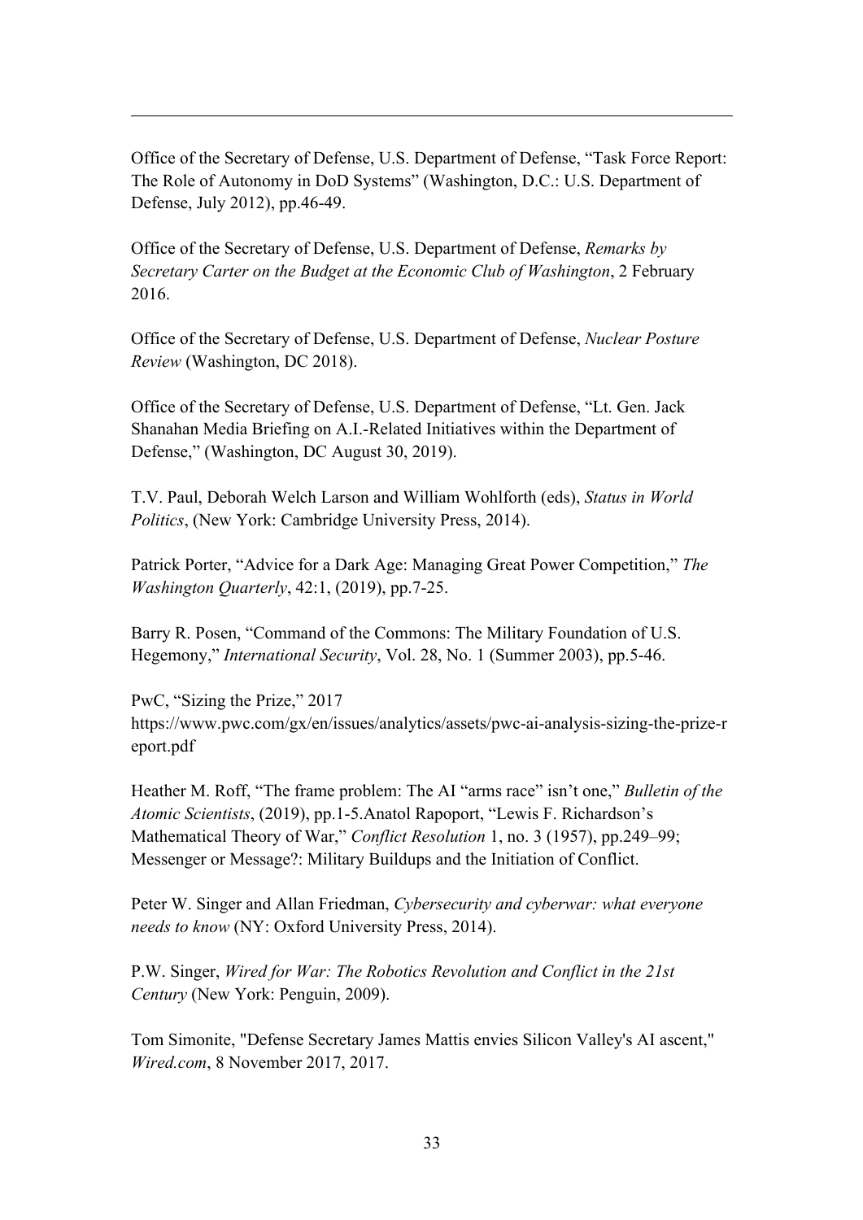Office of the Secretary of Defense, U.S. Department of Defense, "Task Force Report: The Role of Autonomy in DoD Systems" (Washington, D.C.: U.S. Department of Defense, July 2012), pp.46-49.

Office of the Secretary of Defense, U.S. Department of Defense, *Remarks by Secretary Carter on the Budget at the Economic Club of Washington*, 2 February 2016.

Office of the Secretary of Defense, U.S. Department of Defense, *Nuclear Posture Review* (Washington, DC 2018).

Office of the Secretary of Defense, U.S. Department of Defense, "Lt. Gen. Jack Shanahan Media Briefing on A.I.-Related Initiatives within the Department of Defense," (Washington, DC August 30, 2019).

T.V. Paul, Deborah Welch Larson and William Wohlforth (eds), *Status in World Politics*, (New York: Cambridge University Press, 2014).

Patrick Porter, "Advice for a Dark Age: Managing Great Power Competition," *The Washington Quarterly*, 42:1, (2019), pp.7-25.

Barry R. Posen, "Command of the Commons: The Military Foundation of U.S. Hegemony," *International Security*, Vol. 28, No. 1 (Summer 2003), pp.5-46.

PwC, "Sizing the Prize," 2017 https://www.pwc.com/gx/en/issues/analytics/assets/pwc-ai-analysis-sizing-the-prize-report.pdf

Heather M. Roff, "The frame problem: The AI "arms race" isn't one," *Bulletin of the Atomic Scientists*, (2019), pp.1-5.Anatol Rapoport, "Lewis F. Richardson's Mathematical Theory of War," *Conflict Resolution* 1, no. 3 (1957), pp.249–99; Messenger or Message?: Military Buildups and the Initiation of Conflict.

Peter W. Singer and Allan Friedman, *Cybersecurity and cyberwar: what everyone needs to know* (NY: Oxford University Press, 2014).

P.W. Singer, *Wired for War: The Robotics Revolution and Conflict in the 21st Century* (New York: Penguin, 2009).

Tom Simonite, "Defense Secretary James Mattis envies Silicon Valley's AI ascent," *Wired.com*, 8 November 2017, 2017.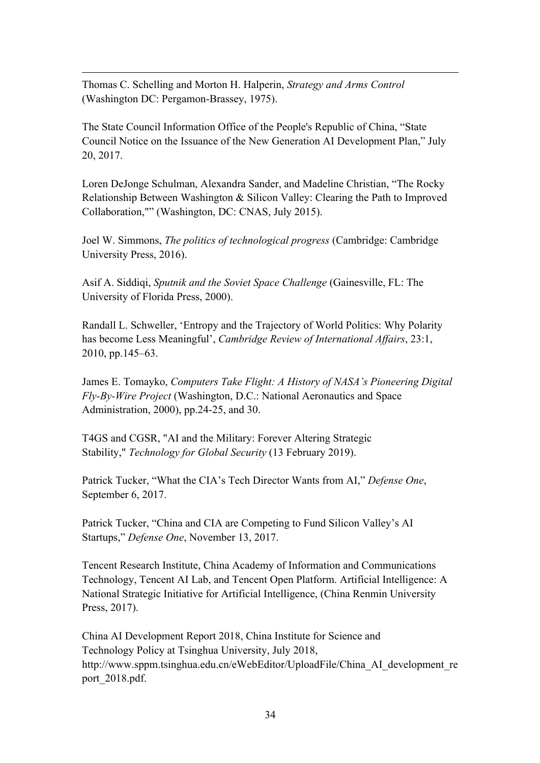Thomas C. Schelling and Morton H. Halperin, *Strategy and Arms Control* (Washington DC: Pergamon-Brassey, 1975).

The State Council Information Office of the People's Republic of China, "State Council Notice on the Issuance of the New Generation AI Development Plan," July 20, 2017.

Loren DeJonge Schulman, Alexandra Sander, and Madeline Christian, "The Rocky Relationship Between Washington & Silicon Valley: Clearing the Path to Improved Collaboration,"" (Washington, DC: CNAS, July 2015).

Joel W. Simmons, *The politics of technological progress* (Cambridge: Cambridge University Press, 2016).

Asif A. Siddiqi, *Sputnik and the Soviet Space Challenge* (Gainesville, FL: The University of Florida Press, 2000).

Randall L. Schweller, 'Entropy and the Trajectory of World Politics: Why Polarity has become Less Meaningful', *Cambridge Review of International Affairs*, 23:1, 2010, pp.145–63.

James E. Tomayko, *Computers Take Flight: A History of NASA's Pioneering Digital Fly-By-Wire Project* (Washington, D.C.: National Aeronautics and Space Administration, 2000), pp.24-25, and 30.

T4GS and CGSR, "AI and the Military: Forever Altering Strategic Stability," *Technology for Global Security* (13 February 2019).

Patrick Tucker, "What the CIA's Tech Director Wants from AI," *Defense One*, September 6, 2017.

Patrick Tucker, "China and CIA are Competing to Fund Silicon Valley's AI Startups," *Defense One*, November 13, 2017.

Tencent Research Institute, China Academy of Information and Communications Technology, Tencent AI Lab, and Tencent Open Platform. Artificial Intelligence: A National Strategic Initiative for Artificial Intelligence, (China Renmin University Press, 2017).

China AI Development Report 2018, China Institute for Science and Technology Policy at Tsinghua University, July 2018, http://www.sppm.tsinghua.edu.cn/eWebEditor/UploadFile/China_AI_development_report_2018.pdf.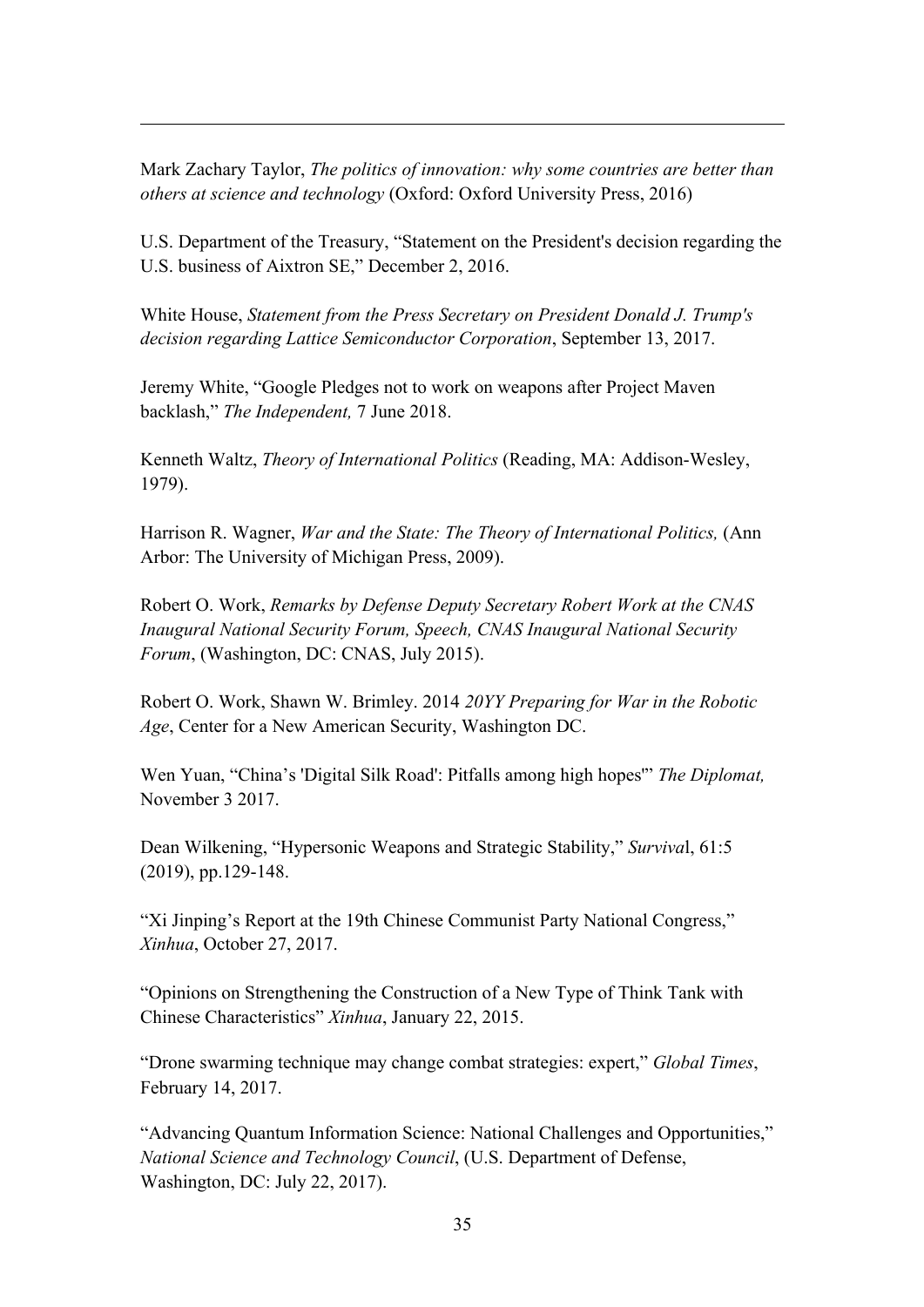Mark Zachary Taylor, *The politics of innovation: why some countries are better than others at science and technology* (Oxford: Oxford University Press, 2016)

U.S. Department of the Treasury, "Statement on the President's decision regarding the U.S. business of Aixtron SE," December 2, 2016.

White House, *Statement from the Press Secretary on President Donald J. Trump's decision regarding Lattice Semiconductor Corporation*, September 13, 2017.

Jeremy White, "Google Pledges not to work on weapons after Project Maven backlash," *The Independent,* 7 June 2018.

Kenneth Waltz, *Theory of International Politics* (Reading, MA: Addison-Wesley, 1979).

Harrison R. Wagner, *War and the State: The Theory of International Politics,* (Ann Arbor: The University of Michigan Press, 2009).

Robert O. Work, *Remarks by Defense Deputy Secretary Robert Work at the CNAS Inaugural National Security Forum, Speech, CNAS Inaugural National Security Forum*, (Washington, DC: CNAS, July 2015).

Robert O. Work, Shawn W. Brimley. 2014 *20YY Preparing for War in the Robotic Age*, Center for a New American Security, Washington DC.

Wen Yuan, "China's 'Digital Silk Road': Pitfalls among high hopes'" *The Diplomat,* November 3 2017.

Dean Wilkening, "Hypersonic Weapons and Strategic Stability," *Survival*, 61:5 (2019), pp.129-148.

"Xi Jinping's Report at the 19th Chinese Communist Party National Congress," *Xinhua*, October 27, 2017.

"Opinions on Strengthening the Construction of a New Type of Think Tank with Chinese Characteristics" *Xinhua*, January 22, 2015.

"Drone swarming technique may change combat strategies: expert," *Global Times*, February 14, 2017.

"Advancing Quantum Information Science: National Challenges and Opportunities," *National Science and Technology Council*, (U.S. Department of Defense, Washington, DC: July 22, 2017).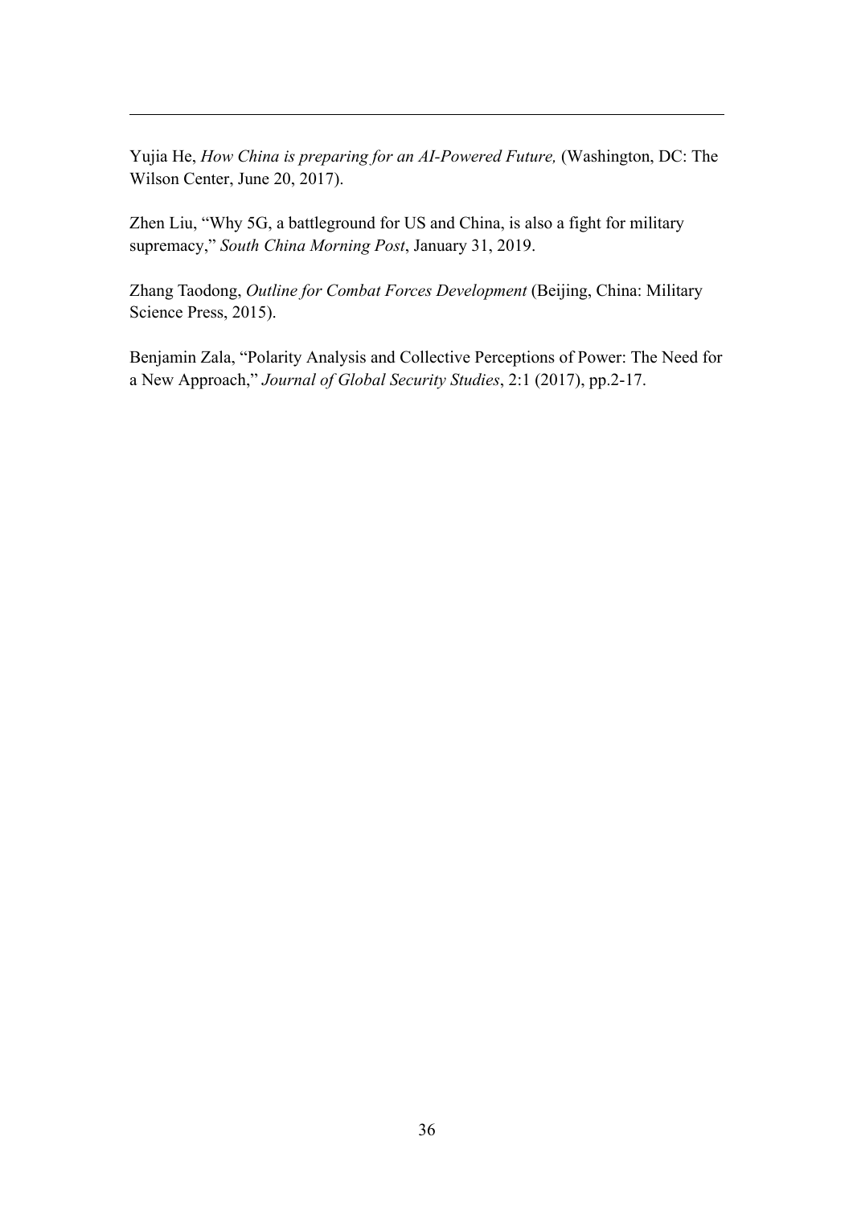Yujia He, *How China is preparing for an AI-Powered Future,* (Washington, DC: The Wilson Center, June 20, 2017).

Zhen Liu, "Why 5G, a battleground for US and China, is also a fight for military supremacy," *South China Morning Post*, January 31, 2019.

Zhang Taodong, *Outline for Combat Forces Development* (Beijing, China: Military Science Press, 2015).

Benjamin Zala, "Polarity Analysis and Collective Perceptions of Power: The Need for a New Approach," *Journal of Global Security Studies*, 2:1 (2017), pp.2-17.